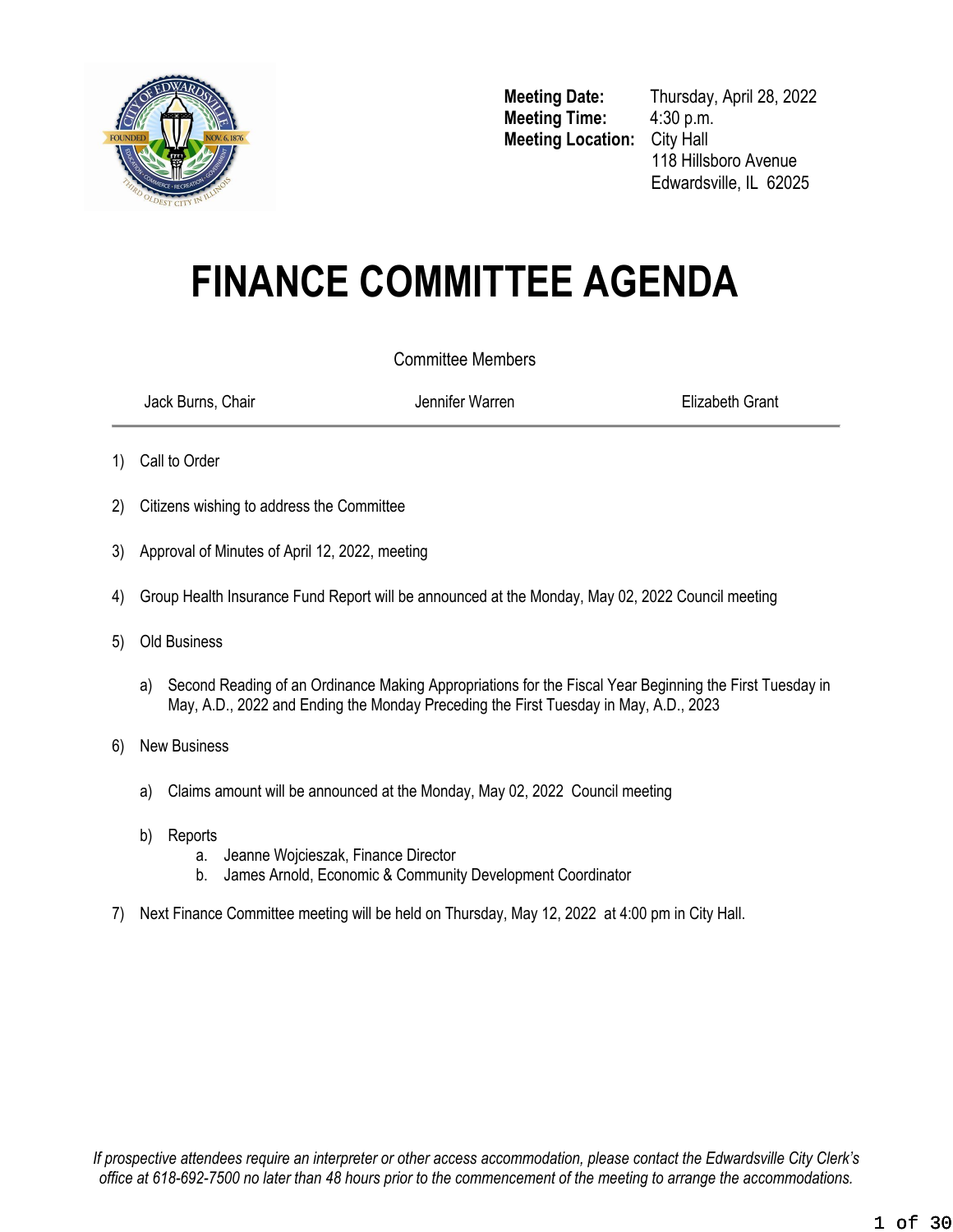**Meeting Date:** Thursday, April 28, 2022
**Meeting Time:** 4:30 p.m.
**Meeting Location:** City Hall
118 Hillsboro Avenue
Edwardsville, IL 62025

# FINANCE COMMITTEE AGENDA

Committee Members

| Jack Burns, Chair | Jennifer Warren | Elizabeth Grant |
|---|---|---|

1) Call to Order

2) Citizens wishing to address the Committee

3) Approval of Minutes of April 12, 2022, meeting

4) Group Health Insurance Fund Report will be announced at the Monday, May 02, 2022 Council meeting

5) Old Business

   a) Second Reading of an Ordinance Making Appropriations for the Fiscal Year Beginning the First Tuesday in May, A.D., 2022 and Ending the Monday Preceding the First Tuesday in May, A.D., 2023

6) New Business

   a) Claims amount will be announced at the Monday, May 02, 2022 Council meeting

   b) Reports
      a. Jeanne Wojcieszak, Finance Director
      b. James Arnold, Economic & Community Development Coordinator

7) Next Finance Committee meeting will be held on Thursday, May 12, 2022 at 4:00 pm in City Hall.

*If prospective attendees require an interpreter or other access accommodation, please contact the Edwardsville City Clerk's office at 618-692-7500 no later than 48 hours prior to the commencement of the meeting to arrange the accommodations.*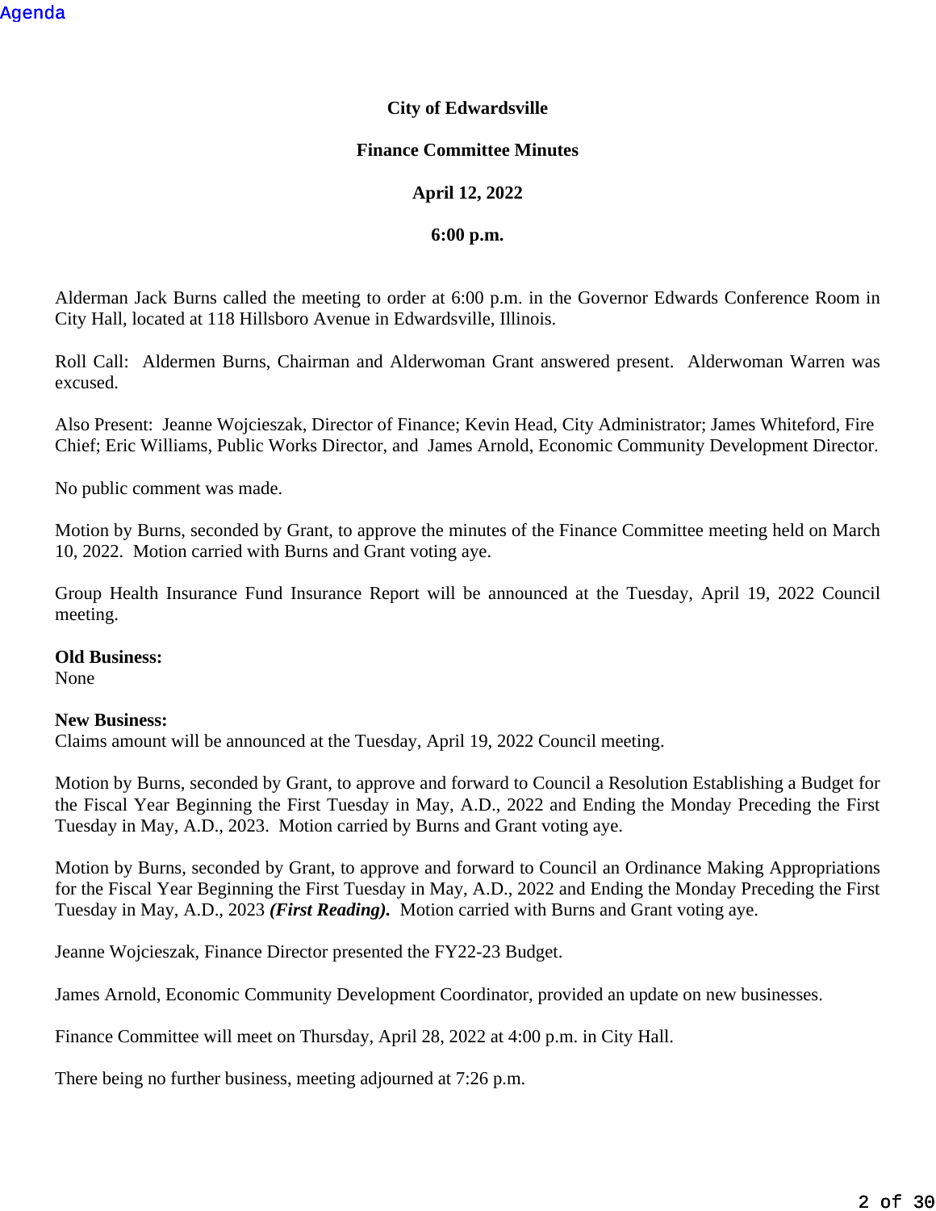Agenda

**City of Edwardsville**

**Finance Committee Minutes**

**April 12, 2022**

**6:00 p.m.**

Alderman Jack Burns called the meeting to order at 6:00 p.m. in the Governor Edwards Conference Room in City Hall, located at 118 Hillsboro Avenue in Edwardsville, Illinois.

Roll Call: Aldermen Burns, Chairman and Alderwoman Grant answered present. Alderwoman Warren was excused.

Also Present: Jeanne Wojcieszak, Director of Finance; Kevin Head, City Administrator; James Whiteford, Fire Chief; Eric Williams, Public Works Director, and James Arnold, Economic Community Development Director.

No public comment was made.

Motion by Burns, seconded by Grant, to approve the minutes of the Finance Committee meeting held on March 10, 2022. Motion carried with Burns and Grant voting aye.

Group Health Insurance Fund Insurance Report will be announced at the Tuesday, April 19, 2022 Council meeting.

**Old Business:**
None

**New Business:**
Claims amount will be announced at the Tuesday, April 19, 2022 Council meeting.

Motion by Burns, seconded by Grant, to approve and forward to Council a Resolution Establishing a Budget for the Fiscal Year Beginning the First Tuesday in May, A.D., 2022 and Ending the Monday Preceding the First Tuesday in May, A.D., 2023. Motion carried by Burns and Grant voting aye.

Motion by Burns, seconded by Grant, to approve and forward to Council an Ordinance Making Appropriations for the Fiscal Year Beginning the First Tuesday in May, A.D., 2022 and Ending the Monday Preceding the First Tuesday in May, A.D., 2023 ***(First Reading).*** Motion carried with Burns and Grant voting aye.

Jeanne Wojcieszak, Finance Director presented the FY22-23 Budget.

James Arnold, Economic Community Development Coordinator, provided an update on new businesses.

Finance Committee will meet on Thursday, April 28, 2022 at 4:00 p.m. in City Hall.

There being no further business, meeting adjourned at 7:26 p.m.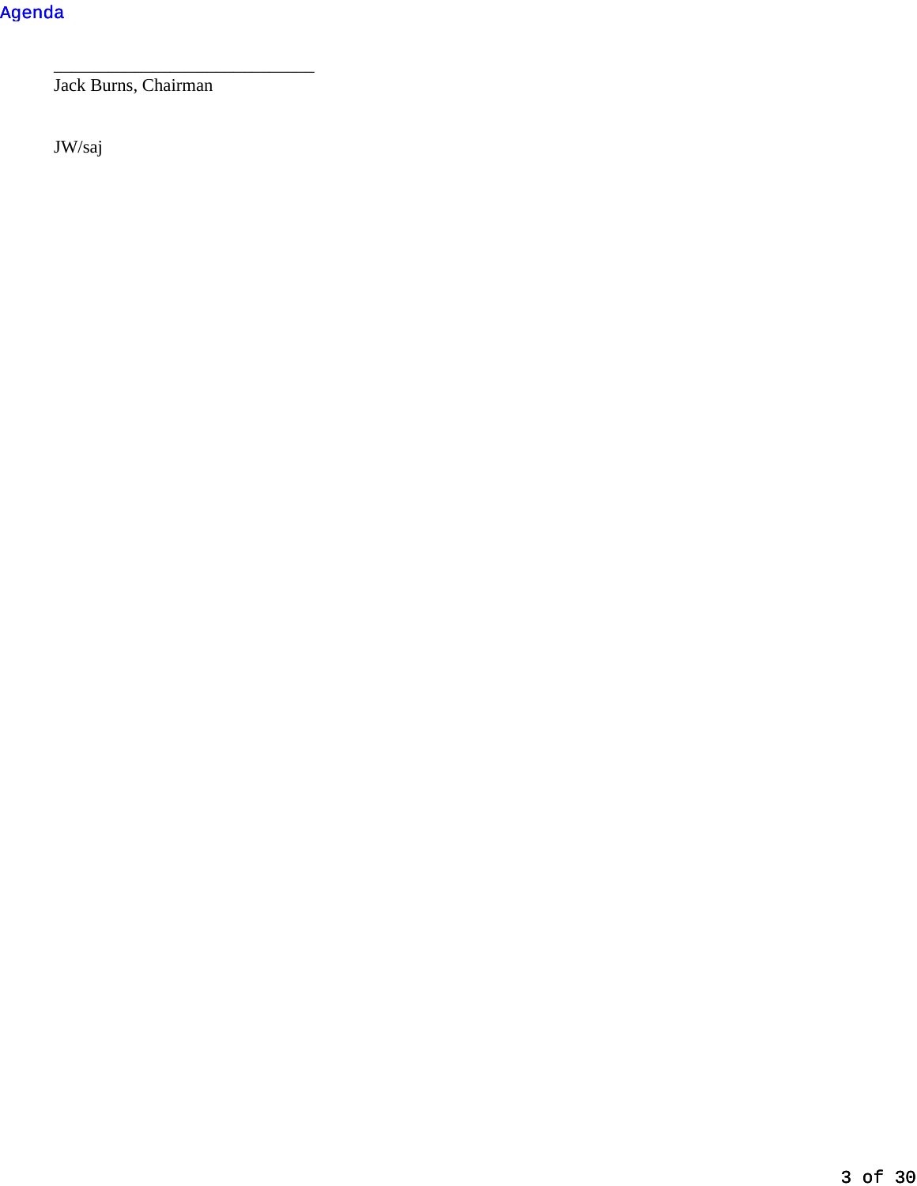\_\_\_\_\_\_\_\_\_\_\_\_\_\_\_\_\_\_\_\_\_\_\_\_\_\_\_\_\_\_\_

Jack Burns, Chairman

JW/saj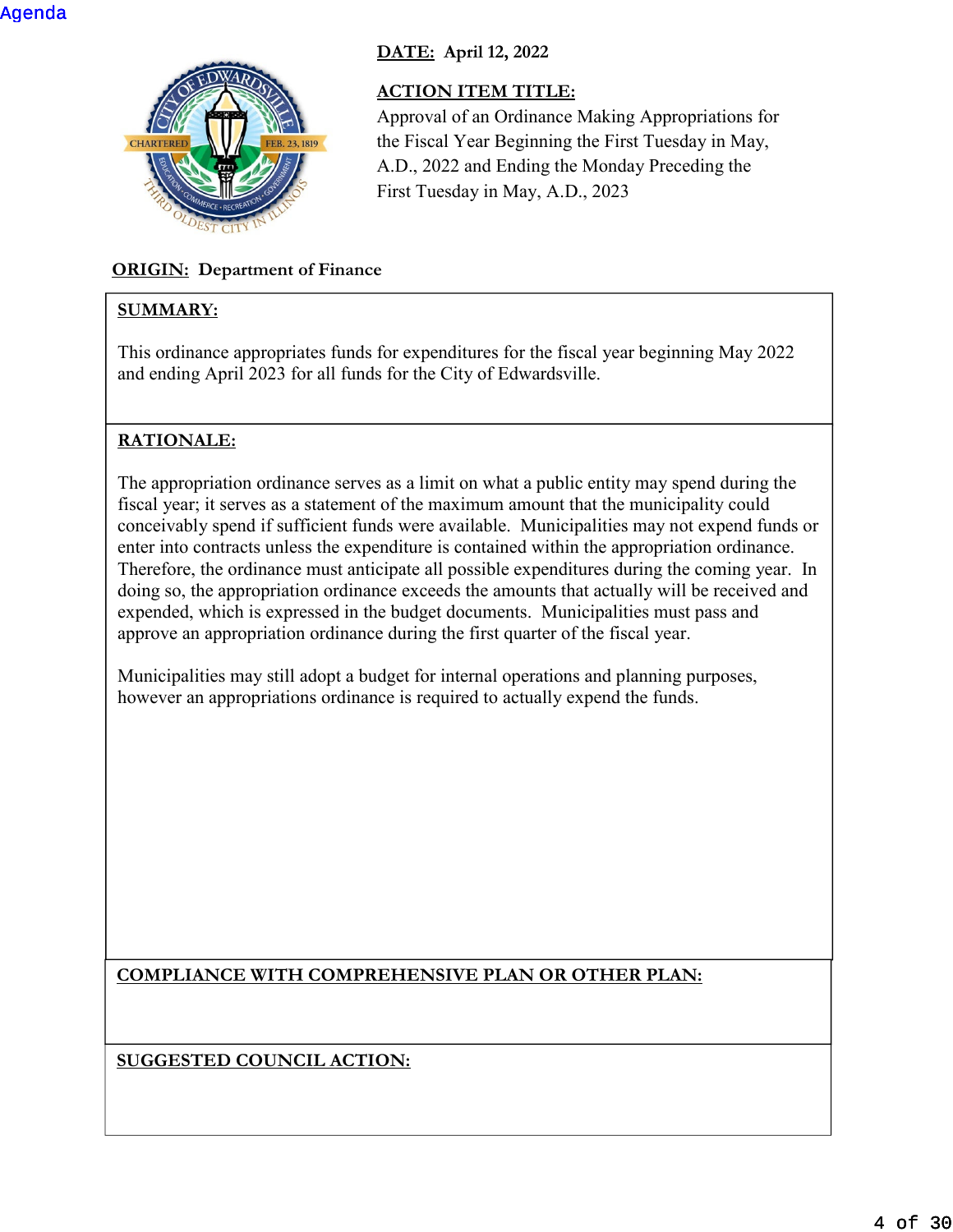Agenda

**DATE:** April 12, 2022

**ACTION ITEM TITLE:**
Approval of an Ordinance Making Appropriations for the Fiscal Year Beginning the First Tuesday in May, A.D., 2022 and Ending the Monday Preceding the First Tuesday in May, A.D., 2023

**ORIGIN:** Department of Finance

**SUMMARY:**

This ordinance appropriates funds for expenditures for the fiscal year beginning May 2022 and ending April 2023 for all funds for the City of Edwardsville.

**RATIONALE:**

The appropriation ordinance serves as a limit on what a public entity may spend during the fiscal year; it serves as a statement of the maximum amount that the municipality could conceivably spend if sufficient funds were available. Municipalities may not expend funds or enter into contracts unless the expenditure is contained within the appropriation ordinance. Therefore, the ordinance must anticipate all possible expenditures during the coming year. In doing so, the appropriation ordinance exceeds the amounts that actually will be received and expended, which is expressed in the budget documents. Municipalities must pass and approve an appropriation ordinance during the first quarter of the fiscal year.

Municipalities may still adopt a budget for internal operations and planning purposes, however an appropriations ordinance is required to actually expend the funds.

**COMPLIANCE WITH COMPREHENSIVE PLAN OR OTHER PLAN:**

**SUGGESTED COUNCIL ACTION:**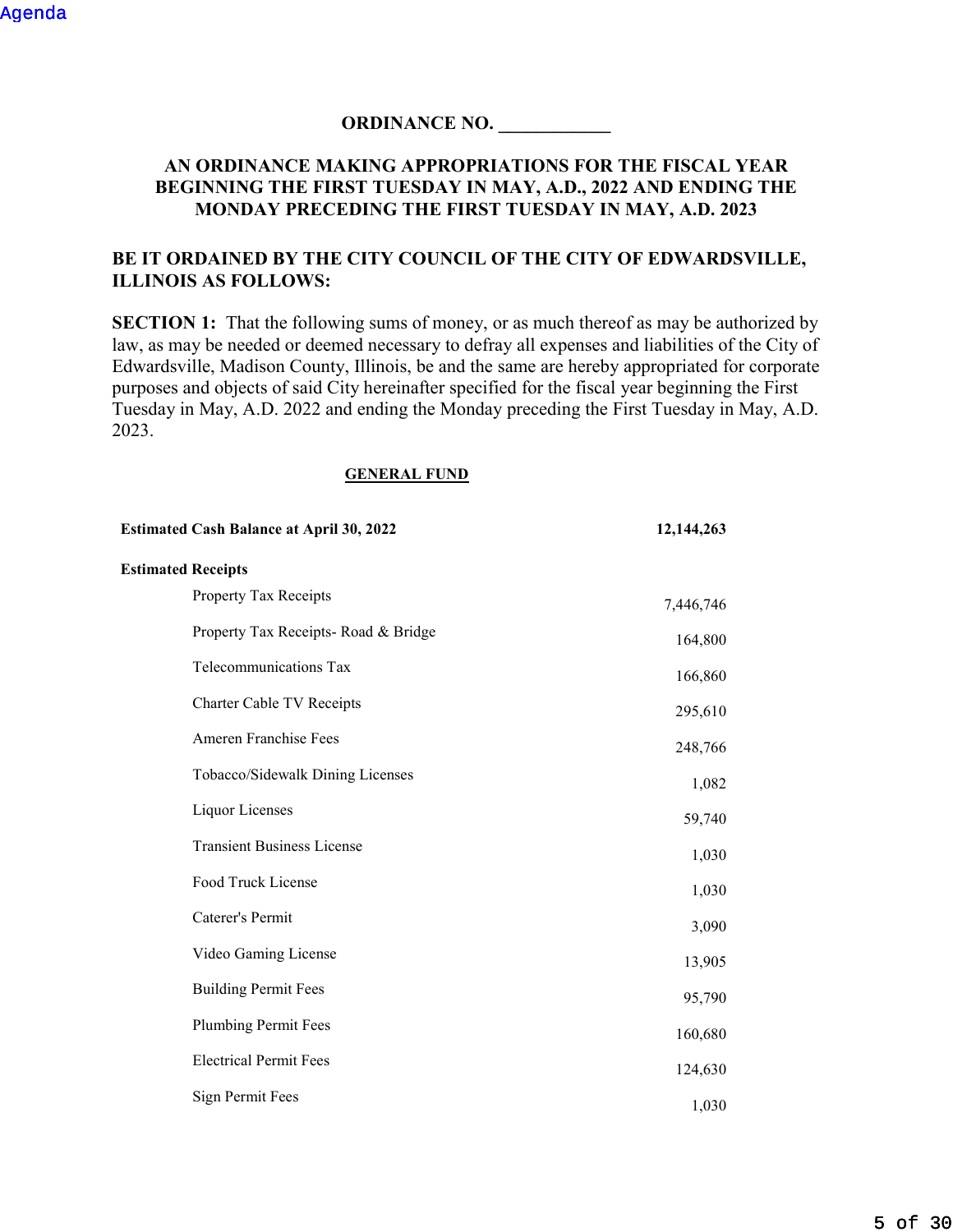Agenda

**ORDINANCE NO. ____________**

**AN ORDINANCE MAKING APPROPRIATIONS FOR THE FISCAL YEAR BEGINNING THE FIRST TUESDAY IN MAY, A.D., 2022 AND ENDING THE MONDAY PRECEDING THE FIRST TUESDAY IN MAY, A.D. 2023**

**BE IT ORDAINED BY THE CITY COUNCIL OF THE CITY OF EDWARDSVILLE, ILLINOIS AS FOLLOWS:**

**SECTION 1:** That the following sums of money, or as much thereof as may be authorized by law, as may be needed or deemed necessary to defray all expenses and liabilities of the City of Edwardsville, Madison County, Illinois, be and the same are hereby appropriated for corporate purposes and objects of said City hereinafter specified for the fiscal year beginning the First Tuesday in May, A.D. 2022 and ending the Monday preceding the First Tuesday in May, A.D. 2023.

**GENERAL FUND**

| | |
|---|---|
| **Estimated Cash Balance at April 30, 2022** | **12,144,263** |
| **Estimated Receipts** | |
| Property Tax Receipts | 7,446,746 |
| Property Tax Receipts- Road & Bridge | 164,800 |
| Telecommunications Tax | 166,860 |
| Charter Cable TV Receipts | 295,610 |
| Ameren Franchise Fees | 248,766 |
| Tobacco/Sidewalk Dining Licenses | 1,082 |
| Liquor Licenses | 59,740 |
| Transient Business License | 1,030 |
| Food Truck License | 1,030 |
| Caterer's Permit | 3,090 |
| Video Gaming License | 13,905 |
| Building Permit Fees | 95,790 |
| Plumbing Permit Fees | 160,680 |
| Electrical Permit Fees | 124,630 |
| Sign Permit Fees | 1,030 |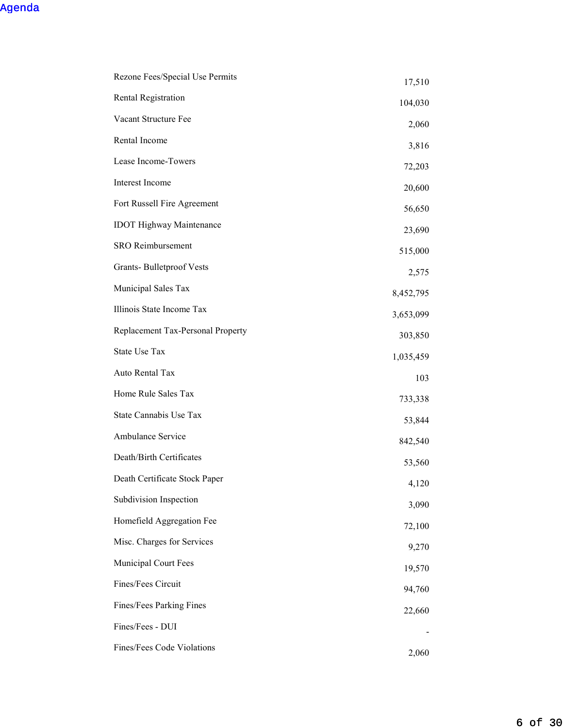| | |
|---|---|
| Rezone Fees/Special Use Permits | 17,510 |
| Rental Registration | 104,030 |
| Vacant Structure Fee | 2,060 |
| Rental Income | 3,816 |
| Lease Income-Towers | 72,203 |
| Interest Income | 20,600 |
| Fort Russell Fire Agreement | 56,650 |
| IDOT Highway Maintenance | 23,690 |
| SRO Reimbursement | 515,000 |
| Grants- Bulletproof Vests | 2,575 |
| Municipal Sales Tax | 8,452,795 |
| Illinois State Income Tax | 3,653,099 |
| Replacement Tax-Personal Property | 303,850 |
| State Use Tax | 1,035,459 |
| Auto Rental Tax | 103 |
| Home Rule Sales Tax | 733,338 |
| State Cannabis Use Tax | 53,844 |
| Ambulance Service | 842,540 |
| Death/Birth Certificates | 53,560 |
| Death Certificate Stock Paper | 4,120 |
| Subdivision Inspection | 3,090 |
| Homefield Aggregation Fee | 72,100 |
| Misc. Charges for Services | 9,270 |
| Municipal Court Fees | 19,570 |
| Fines/Fees Circuit | 94,760 |
| Fines/Fees Parking Fines | 22,660 |
| Fines/Fees - DUI | - |
| Fines/Fees Code Violations | 2,060 |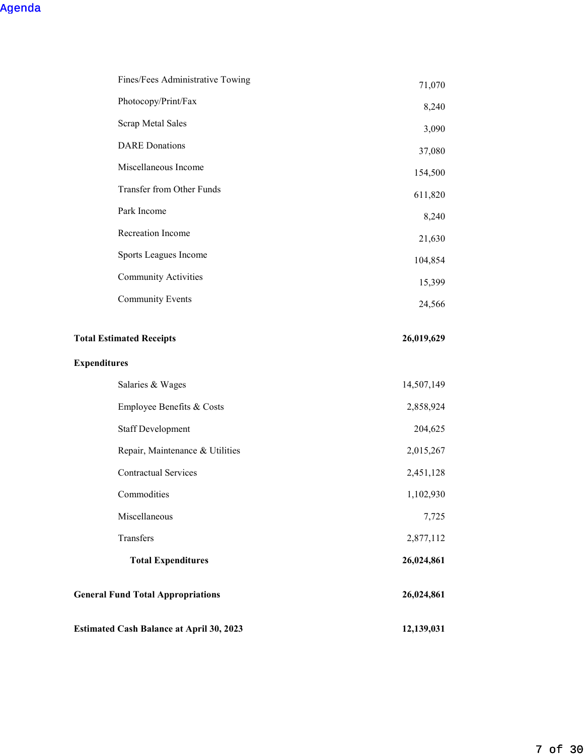| | |
|---|---|
| Fines/Fees Administrative Towing | 71,070 |
| Photocopy/Print/Fax | 8,240 |
| Scrap Metal Sales | 3,090 |
| DARE Donations | 37,080 |
| Miscellaneous Income | 154,500 |
| Transfer from Other Funds | 611,820 |
| Park Income | 8,240 |
| Recreation Income | 21,630 |
| Sports Leagues Income | 104,854 |
| Community Activities | 15,399 |
| Community Events | 24,566 |
| **Total Estimated Receipts** | **26,019,629** |
| **Expenditures** | |
| Salaries & Wages | 14,507,149 |
| Employee Benefits & Costs | 2,858,924 |
| Staff Development | 204,625 |
| Repair, Maintenance & Utilities | 2,015,267 |
| Contractual Services | 2,451,128 |
| Commodities | 1,102,930 |
| Miscellaneous | 7,725 |
| Transfers | 2,877,112 |
| **Total Expenditures** | **26,024,861** |
| **General Fund Total Appropriations** | **26,024,861** |
| **Estimated Cash Balance at April 30, 2023** | **12,139,031** |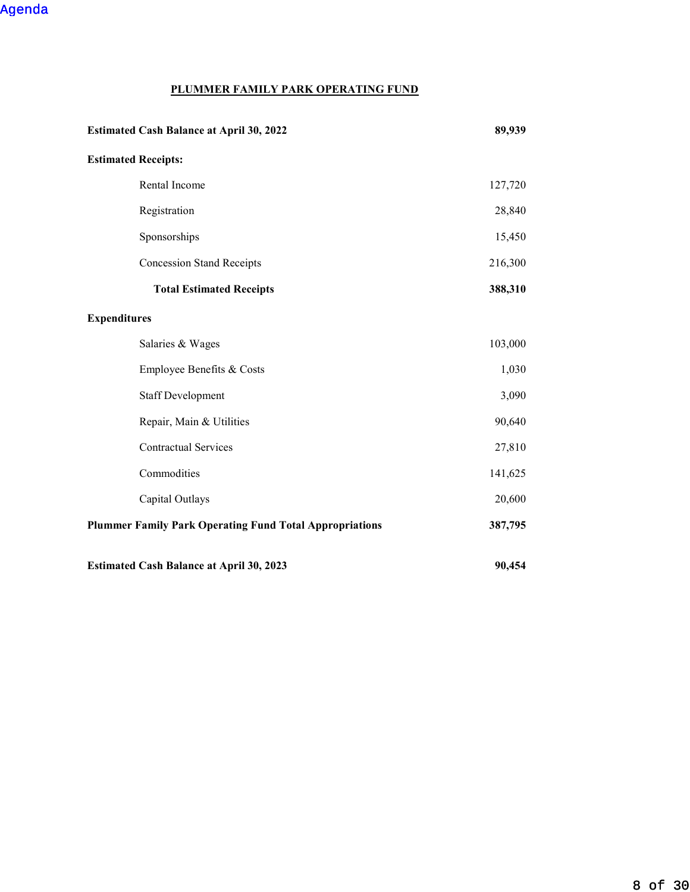Agenda

# PLUMMER FAMILY PARK OPERATING FUND

| | |
|---|---|
| **Estimated Cash Balance at April 30, 2022** | **89,939** |
| **Estimated Receipts:** | |
| Rental Income | 127,720 |
| Registration | 28,840 |
| Sponsorships | 15,450 |
| Concession Stand Receipts | 216,300 |
| **Total Estimated Receipts** | **388,310** |
| **Expenditures** | |
| Salaries & Wages | 103,000 |
| Employee Benefits & Costs | 1,030 |
| Staff Development | 3,090 |
| Repair, Main & Utilities | 90,640 |
| Contractual Services | 27,810 |
| Commodities | 141,625 |
| Capital Outlays | 20,600 |
| **Plummer Family Park Operating Fund Total Appropriations** | **387,795** |
| **Estimated Cash Balance at April 30, 2023** | **90,454** |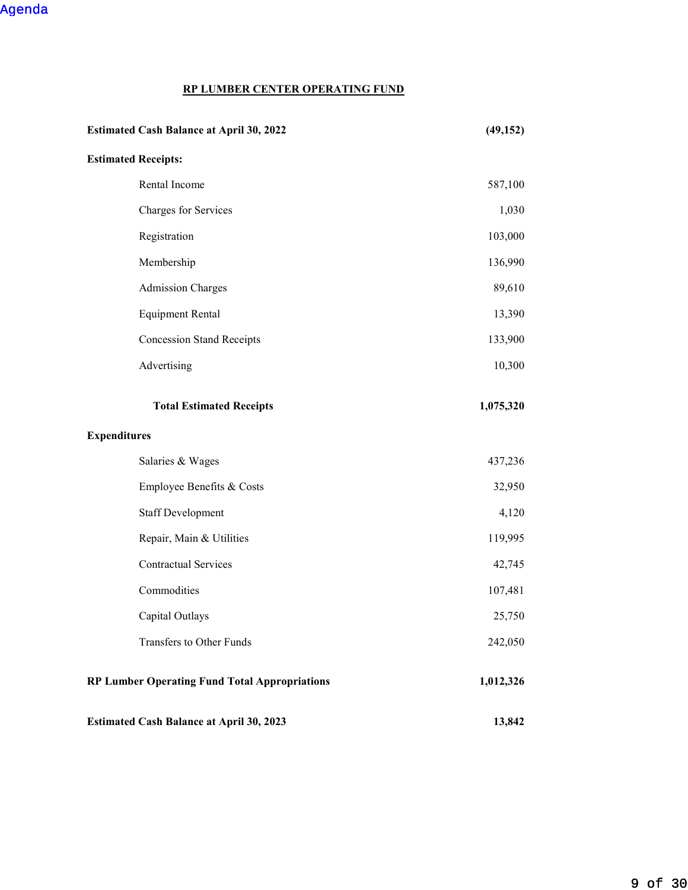## RP LUMBER CENTER OPERATING FUND

| | |
|---|---:|
| **Estimated Cash Balance at April 30, 2022** | **(49,152)** |
| **Estimated Receipts:** | |
| Rental Income | 587,100 |
| Charges for Services | 1,030 |
| Registration | 103,000 |
| Membership | 136,990 |
| Admission Charges | 89,610 |
| Equipment Rental | 13,390 |
| Concession Stand Receipts | 133,900 |
| Advertising | 10,300 |
| **Total Estimated Receipts** | **1,075,320** |
| **Expenditures** | |
| Salaries & Wages | 437,236 |
| Employee Benefits & Costs | 32,950 |
| Staff Development | 4,120 |
| Repair, Main & Utilities | 119,995 |
| Contractual Services | 42,745 |
| Commodities | 107,481 |
| Capital Outlays | 25,750 |
| Transfers to Other Funds | 242,050 |
| **RP Lumber Operating Fund Total Appropriations** | **1,012,326** |
| **Estimated Cash Balance at April 30, 2023** | **13,842** |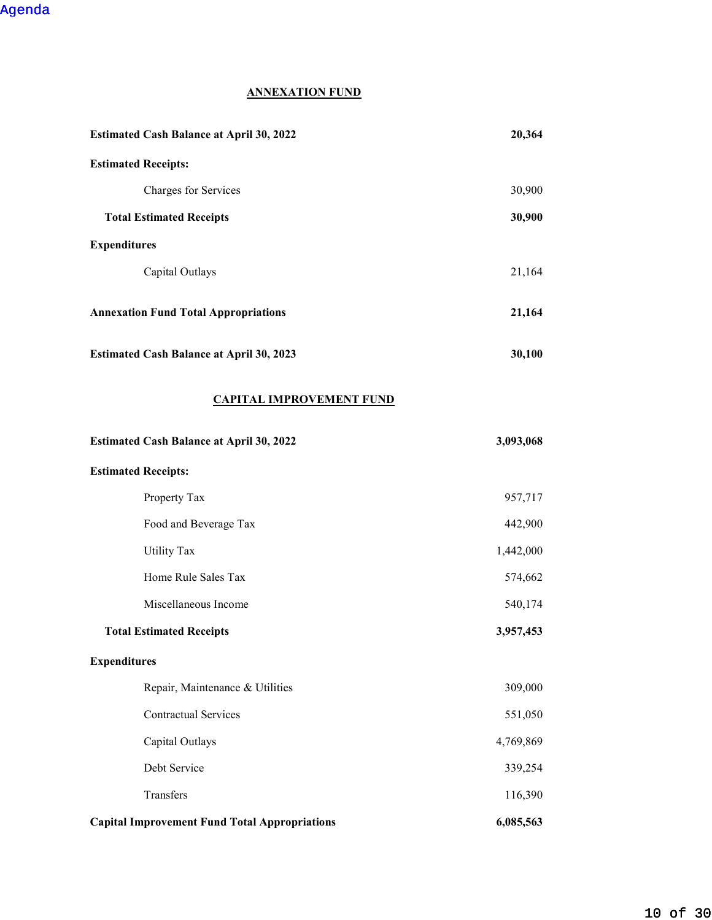"Agenda" at top is a header link; omit? It's likely a running header. Omit.

## ANNEXATION FUND

| | |
|---|---|
| **Estimated Cash Balance at April 30, 2022** | **20,364** |
| **Estimated Receipts:** | |
| Charges for Services | 30,900 |
| **Total Estimated Receipts** | **30,900** |
| **Expenditures** | |
| Capital Outlays | 21,164 |
| **Annexation Fund Total Appropriations** | **21,164** |
| **Estimated Cash Balance at April 30, 2023** | **30,100** |

## CAPITAL IMPROVEMENT FUND

| | |
|---|---|
| **Estimated Cash Balance at April 30, 2022** | **3,093,068** |
| **Estimated Receipts:** | |
| Property Tax | 957,717 |
| Food and Beverage Tax | 442,900 |
| Utility Tax | 1,442,000 |
| Home Rule Sales Tax | 574,662 |
| Miscellaneous Income | 540,174 |
| **Total Estimated Receipts** | **3,957,453** |
| **Expenditures** | |
| Repair, Maintenance & Utilities | 309,000 |
| Contractual Services | 551,050 |
| Capital Outlays | 4,769,869 |
| Debt Service | 339,254 |
| Transfers | 116,390 |
| **Capital Improvement Fund Total Appropriations** | **6,085,563** |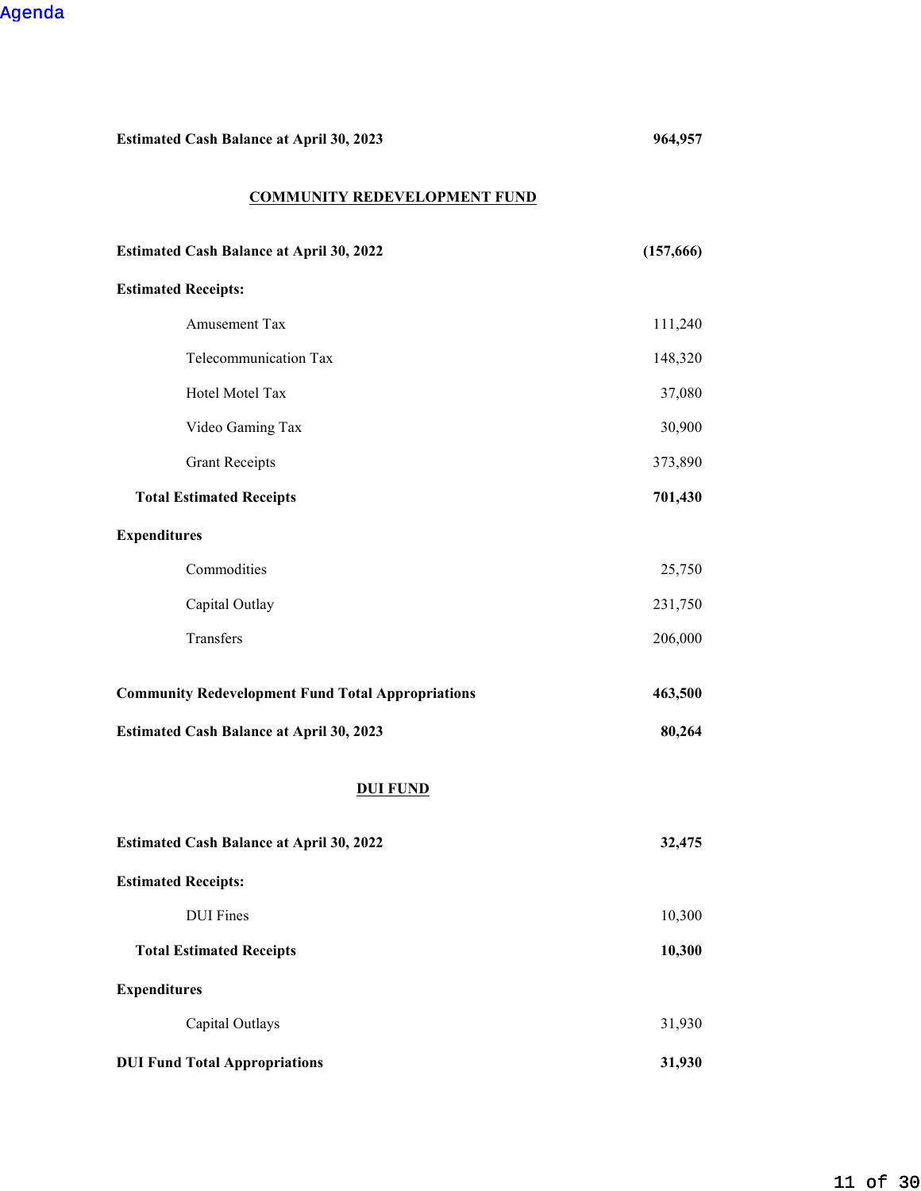| | |
|---|---|
| **Estimated Cash Balance at April 30, 2023** | **964,957** |

## COMMUNITY REDEVELOPMENT FUND

| | |
|---|---|
| **Estimated Cash Balance at April 30, 2022** | **(157,666)** |
| **Estimated Receipts:** | |
| Amusement Tax | 111,240 |
| Telecommunication Tax | 148,320 |
| Hotel Motel Tax | 37,080 |
| Video Gaming Tax | 30,900 |
| Grant Receipts | 373,890 |
| **Total Estimated Receipts** | **701,430** |
| **Expenditures** | |
| Commodities | 25,750 |
| Capital Outlay | 231,750 |
| Transfers | 206,000 |
| **Community Redevelopment Fund Total Appropriations** | **463,500** |
| **Estimated Cash Balance at April 30, 2023** | **80,264** |

## DUI FUND

| | |
|---|---|
| **Estimated Cash Balance at April 30, 2022** | **32,475** |
| **Estimated Receipts:** | |
| DUI Fines | 10,300 |
| **Total Estimated Receipts** | **10,300** |
| **Expenditures** | |
| Capital Outlays | 31,930 |
| **DUI Fund Total Appropriations** | **31,930** |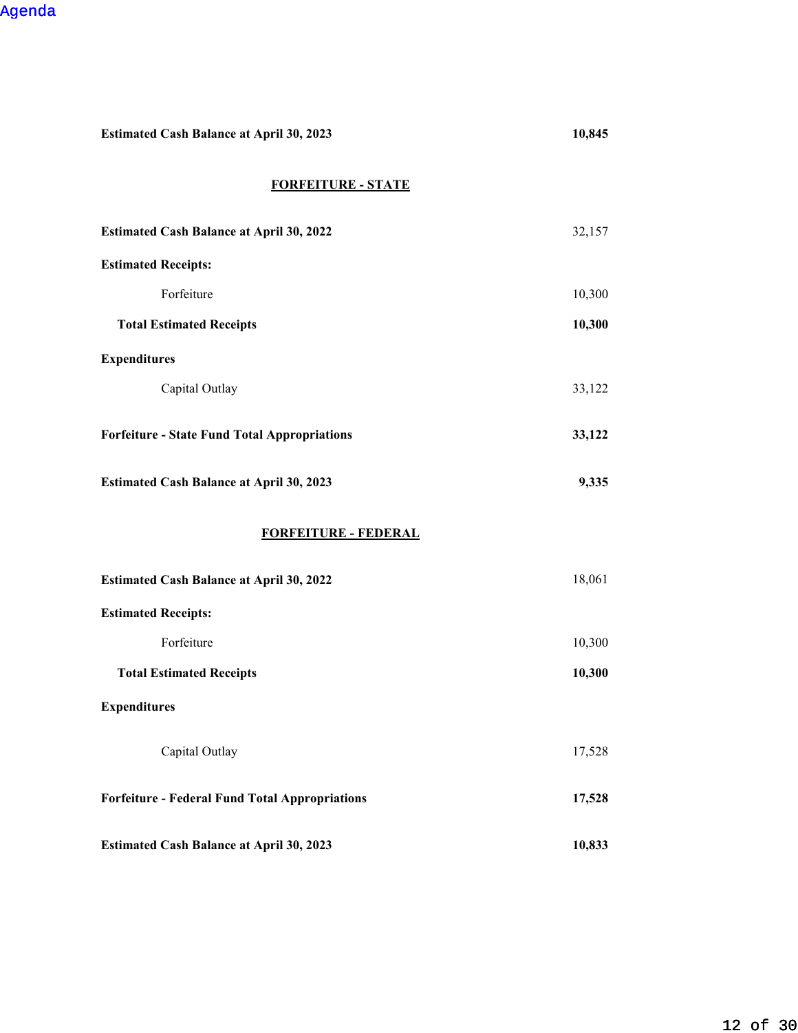Agenda

| | |
|---|---|
| **Estimated Cash Balance at April 30, 2023** | **10,845** |

## FORFEITURE - STATE

| | |
|---|---|
| **Estimated Cash Balance at April 30, 2022** | 32,157 |
| **Estimated Receipts:** | |
| Forfeiture | 10,300 |
| **Total Estimated Receipts** | **10,300** |
| **Expenditures** | |
| Capital Outlay | 33,122 |
| **Forfeiture - State Fund Total Appropriations** | **33,122** |
| **Estimated Cash Balance at April 30, 2023** | **9,335** |

## FORFEITURE - FEDERAL

| | |
|---|---|
| **Estimated Cash Balance at April 30, 2022** | 18,061 |
| **Estimated Receipts:** | |
| Forfeiture | 10,300 |
| **Total Estimated Receipts** | **10,300** |
| **Expenditures** | |
| Capital Outlay | 17,528 |
| **Forfeiture - Federal Fund Total Appropriations** | **17,528** |
| **Estimated Cash Balance at April 30, 2023** | **10,833** |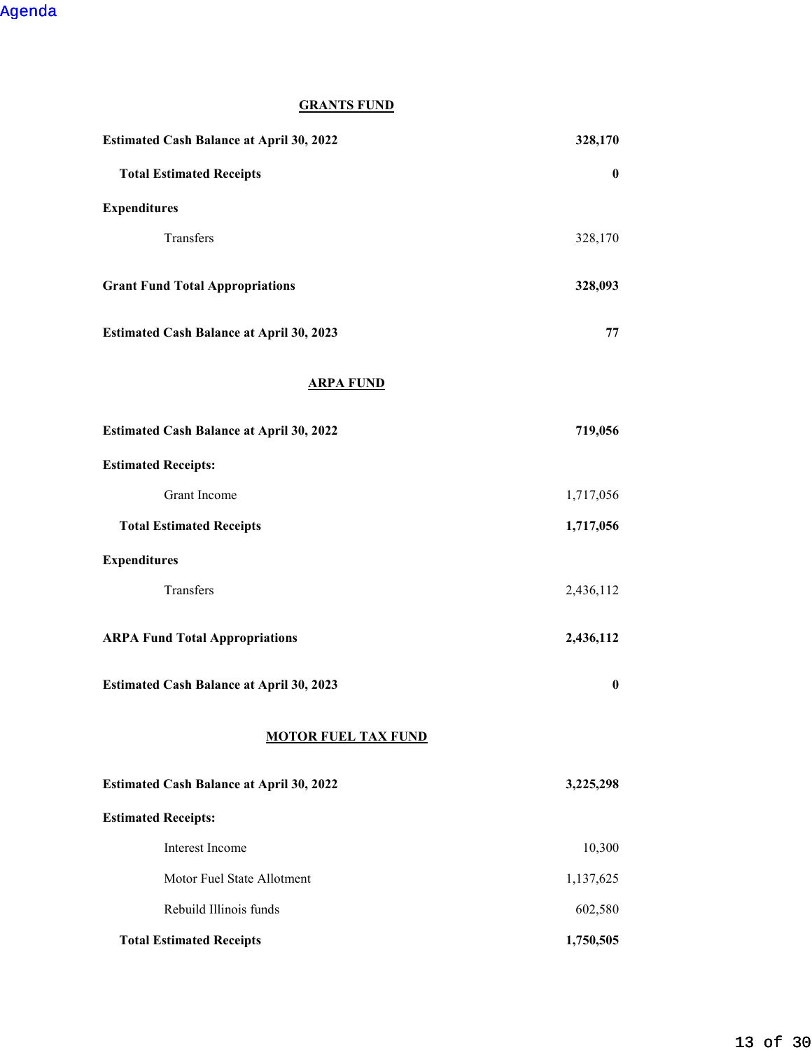## GRANTS FUND

| | |
|---|---:|
| **Estimated Cash Balance at April 30, 2022** | **328,170** |
| **Total Estimated Receipts** | **0** |
| **Expenditures** | |
| Transfers | 328,170 |
| **Grant Fund Total Appropriations** | **328,093** |
| **Estimated Cash Balance at April 30, 2023** | **77** |

## ARPA FUND

| | |
|---|---:|
| **Estimated Cash Balance at April 30, 2022** | **719,056** |
| **Estimated Receipts:** | |
| Grant Income | 1,717,056 |
| **Total Estimated Receipts** | **1,717,056** |
| **Expenditures** | |
| Transfers | 2,436,112 |
| **ARPA Fund Total Appropriations** | **2,436,112** |
| **Estimated Cash Balance at April 30, 2023** | **0** |

## MOTOR FUEL TAX FUND

| | |
|---|---:|
| **Estimated Cash Balance at April 30, 2022** | **3,225,298** |
| **Estimated Receipts:** | |
| Interest Income | 10,300 |
| Motor Fuel State Allotment | 1,137,625 |
| Rebuild Illinois funds | 602,580 |
| **Total Estimated Receipts** | **1,750,505** |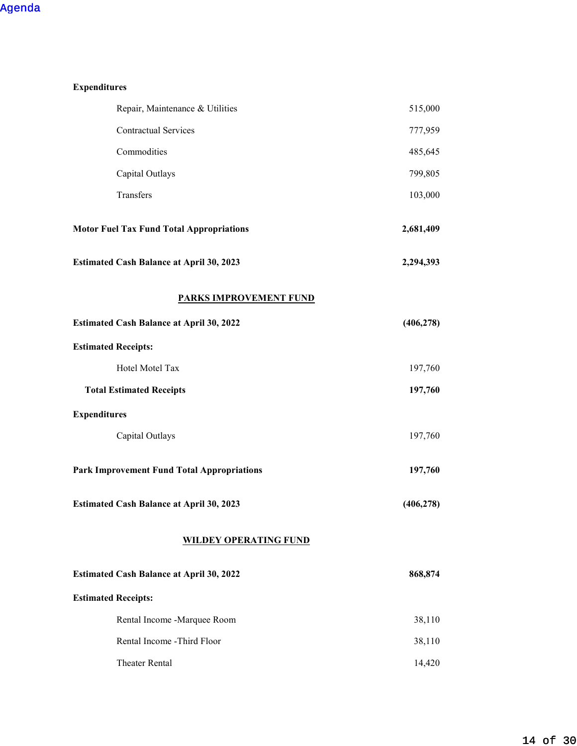**Expenditures**

| | |
|---|---|
| Repair, Maintenance & Utilities | 515,000 |
| Contractual Services | 777,959 |
| Commodities | 485,645 |
| Capital Outlays | 799,805 |
| Transfers | 103,000 |
| **Motor Fuel Tax Fund Total Appropriations** | **2,681,409** |
| **Estimated Cash Balance at April 30, 2023** | **2,294,393** |

## PARKS IMPROVEMENT FUND

| | |
|---|---|
| **Estimated Cash Balance at April 30, 2022** | **(406,278)** |
| **Estimated Receipts:** | |
| Hotel Motel Tax | 197,760 |
| **Total Estimated Receipts** | **197,760** |
| **Expenditures** | |
| Capital Outlays | 197,760 |
| **Park Improvement Fund Total Appropriations** | **197,760** |
| **Estimated Cash Balance at April 30, 2023** | **(406,278)** |

## WILDEY OPERATING FUND

| | |
|---|---|
| **Estimated Cash Balance at April 30, 2022** | **868,874** |
| **Estimated Receipts:** | |
| Rental Income -Marquee Room | 38,110 |
| Rental Income -Third Floor | 38,110 |
| Theater Rental | 14,420 |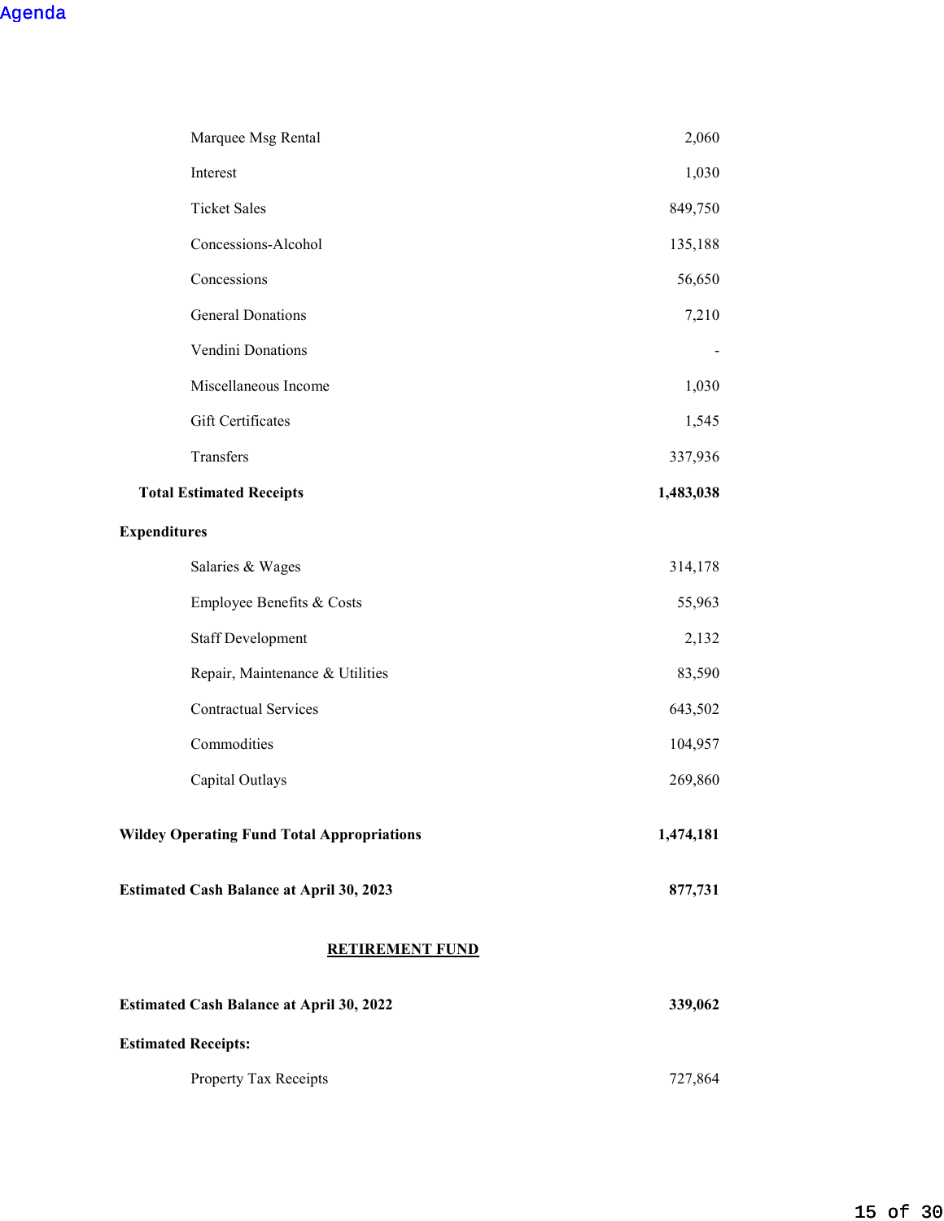| | |
|---|---|
| Marquee Msg Rental | 2,060 |
| Interest | 1,030 |
| Ticket Sales | 849,750 |
| Concessions-Alcohol | 135,188 |
| Concessions | 56,650 |
| General Donations | 7,210 |
| Vendini Donations | - |
| Miscellaneous Income | 1,030 |
| Gift Certificates | 1,545 |
| Transfers | 337,936 |
| **Total Estimated Receipts** | **1,483,038** |

**Expenditures**

| | |
|---|---|
| Salaries & Wages | 314,178 |
| Employee Benefits & Costs | 55,963 |
| Staff Development | 2,132 |
| Repair, Maintenance & Utilities | 83,590 |
| Contractual Services | 643,502 |
| Commodities | 104,957 |
| Capital Outlays | 269,860 |

| | |
|---|---|
| **Wildey Operating Fund Total Appropriations** | **1,474,181** |
| **Estimated Cash Balance at April 30, 2023** | **877,731** |

## RETIREMENT FUND

| | |
|---|---|
| **Estimated Cash Balance at April 30, 2022** | **339,062** |

**Estimated Receipts:**

| | |
|---|---|
| Property Tax Receipts | 727,864 |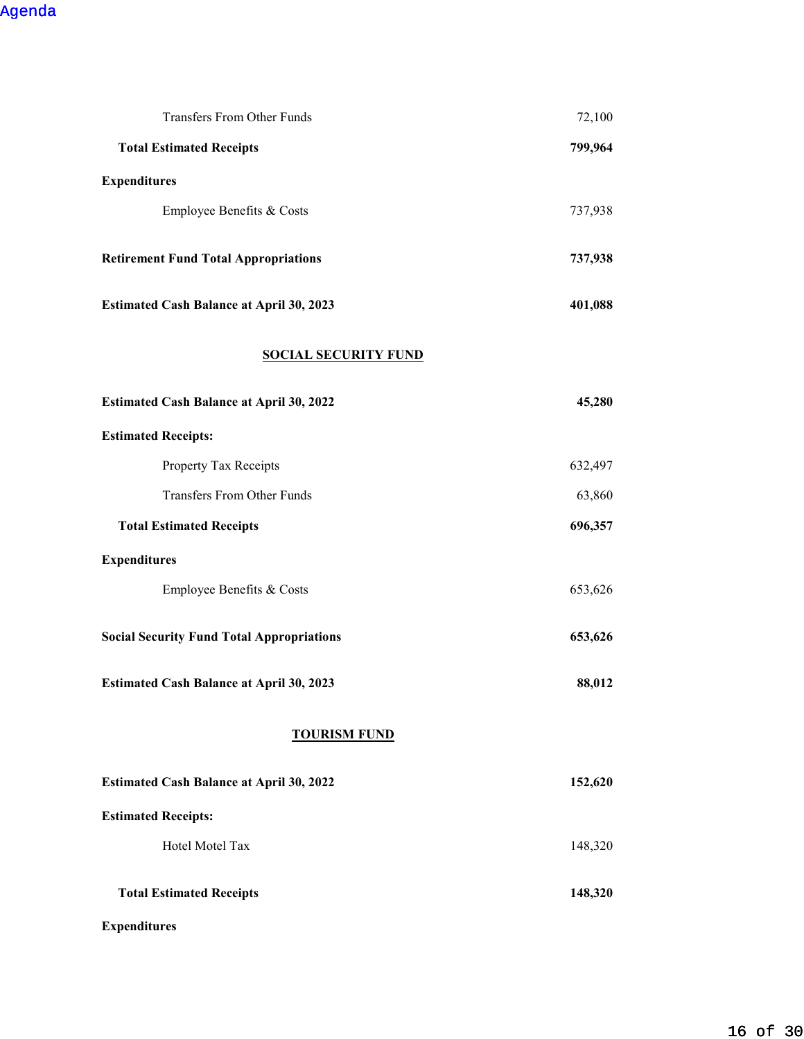| | |
|---|---|
| Transfers From Other Funds | 72,100 |
| **Total Estimated Receipts** | **799,964** |
| **Expenditures** | |
| Employee Benefits & Costs | 737,938 |
| **Retirement Fund Total Appropriations** | **737,938** |
| **Estimated Cash Balance at April 30, 2023** | **401,088** |

## SOCIAL SECURITY FUND

| | |
|---|---|
| **Estimated Cash Balance at April 30, 2022** | **45,280** |
| **Estimated Receipts:** | |
| Property Tax Receipts | 632,497 |
| Transfers From Other Funds | 63,860 |
| **Total Estimated Receipts** | **696,357** |
| **Expenditures** | |
| Employee Benefits & Costs | 653,626 |
| **Social Security Fund Total Appropriations** | **653,626** |
| **Estimated Cash Balance at April 30, 2023** | **88,012** |

## TOURISM FUND

| | |
|---|---|
| **Estimated Cash Balance at April 30, 2022** | **152,620** |
| **Estimated Receipts:** | |
| Hotel Motel Tax | 148,320 |
| **Total Estimated Receipts** | **148,320** |
| **Expenditures** | |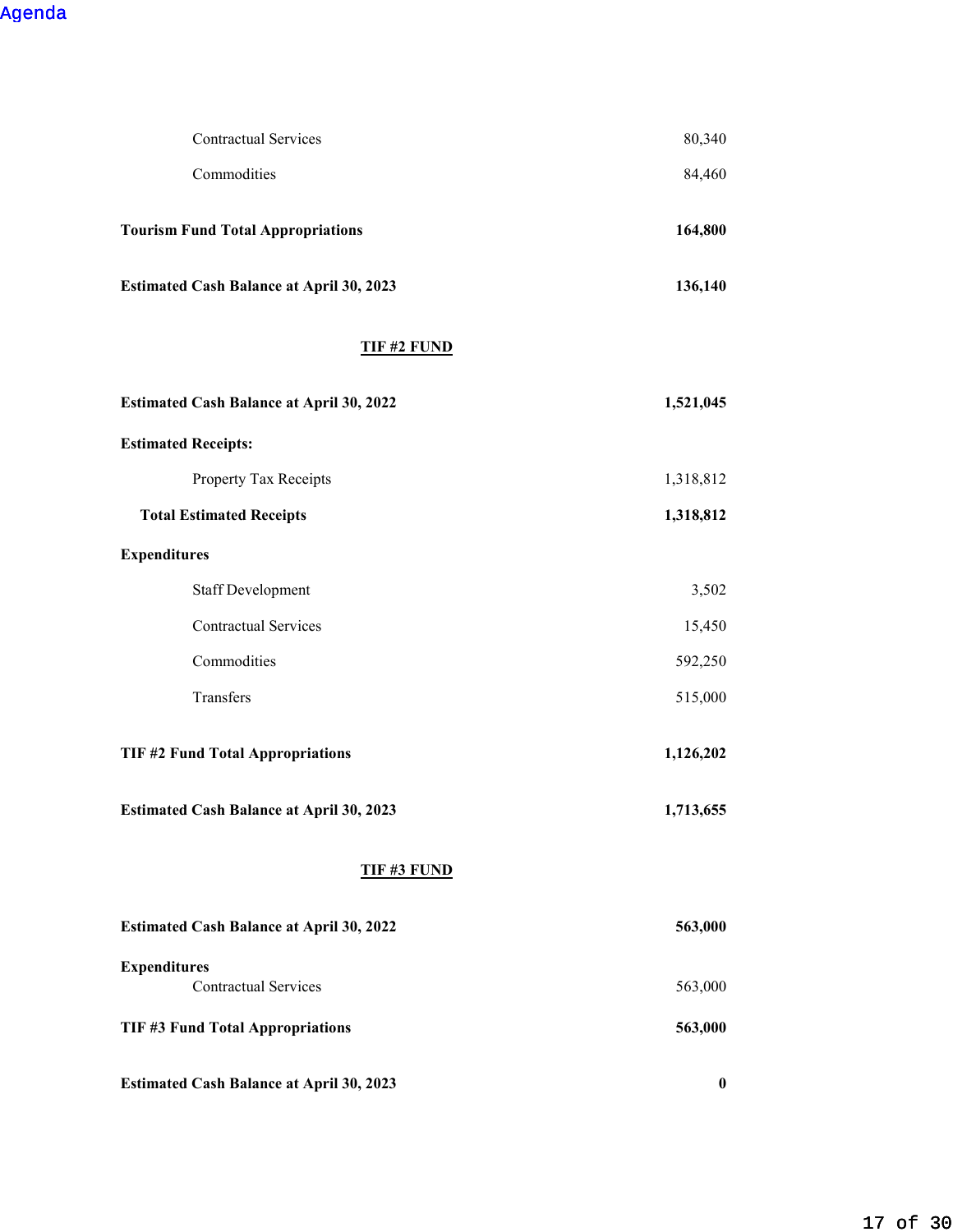| | |
|---|---|
| Contractual Services | 80,340 |
| Commodities | 84,460 |
| **Tourism Fund Total Appropriations** | **164,800** |
| **Estimated Cash Balance at April 30, 2023** | **136,140** |

## TIF #2 FUND

| | |
|---|---|
| **Estimated Cash Balance at April 30, 2022** | **1,521,045** |
| **Estimated Receipts:** | |
| Property Tax Receipts | 1,318,812 |
| **Total Estimated Receipts** | **1,318,812** |
| **Expenditures** | |
| Staff Development | 3,502 |
| Contractual Services | 15,450 |
| Commodities | 592,250 |
| Transfers | 515,000 |
| **TIF #2 Fund Total Appropriations** | **1,126,202** |
| **Estimated Cash Balance at April 30, 2023** | **1,713,655** |

## TIF #3 FUND

| | |
|---|---|
| **Estimated Cash Balance at April 30, 2022** | **563,000** |
| **Expenditures** | |
| Contractual Services | 563,000 |
| **TIF #3 Fund Total Appropriations** | **563,000** |
| **Estimated Cash Balance at April 30, 2023** | **0** |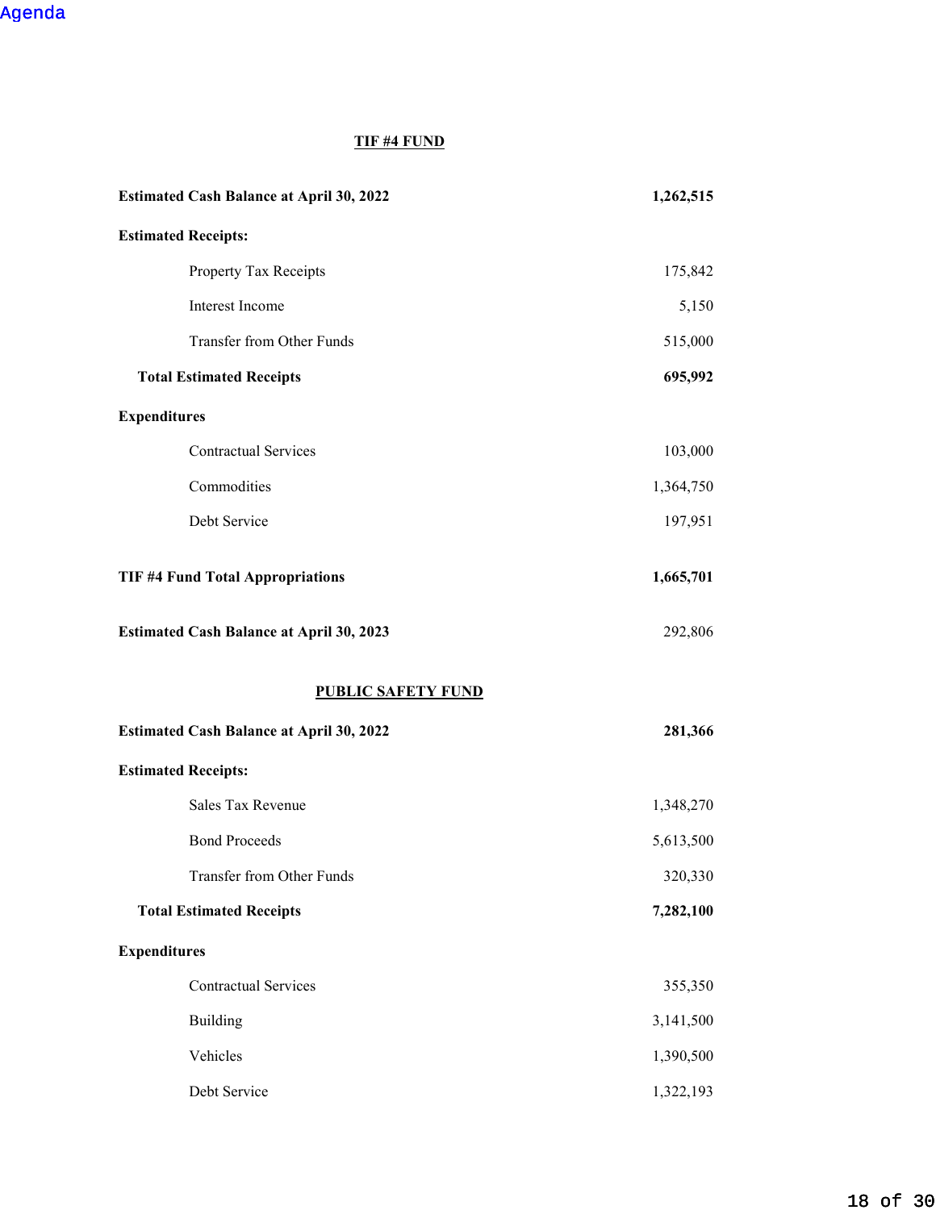Agenda

## TIF #4 FUND

| | |
|---|---|
| **Estimated Cash Balance at April 30, 2022** | **1,262,515** |
| **Estimated Receipts:** | |
| Property Tax Receipts | 175,842 |
| Interest Income | 5,150 |
| Transfer from Other Funds | 515,000 |
| **Total Estimated Receipts** | **695,992** |
| **Expenditures** | |
| Contractual Services | 103,000 |
| Commodities | 1,364,750 |
| Debt Service | 197,951 |
| **TIF #4 Fund Total Appropriations** | **1,665,701** |
| **Estimated Cash Balance at April 30, 2023** | 292,806 |

## PUBLIC SAFETY FUND

| | |
|---|---|
| **Estimated Cash Balance at April 30, 2022** | **281,366** |
| **Estimated Receipts:** | |
| Sales Tax Revenue | 1,348,270 |
| Bond Proceeds | 5,613,500 |
| Transfer from Other Funds | 320,330 |
| **Total Estimated Receipts** | **7,282,100** |
| **Expenditures** | |
| Contractual Services | 355,350 |
| Building | 3,141,500 |
| Vehicles | 1,390,500 |
| Debt Service | 1,322,193 |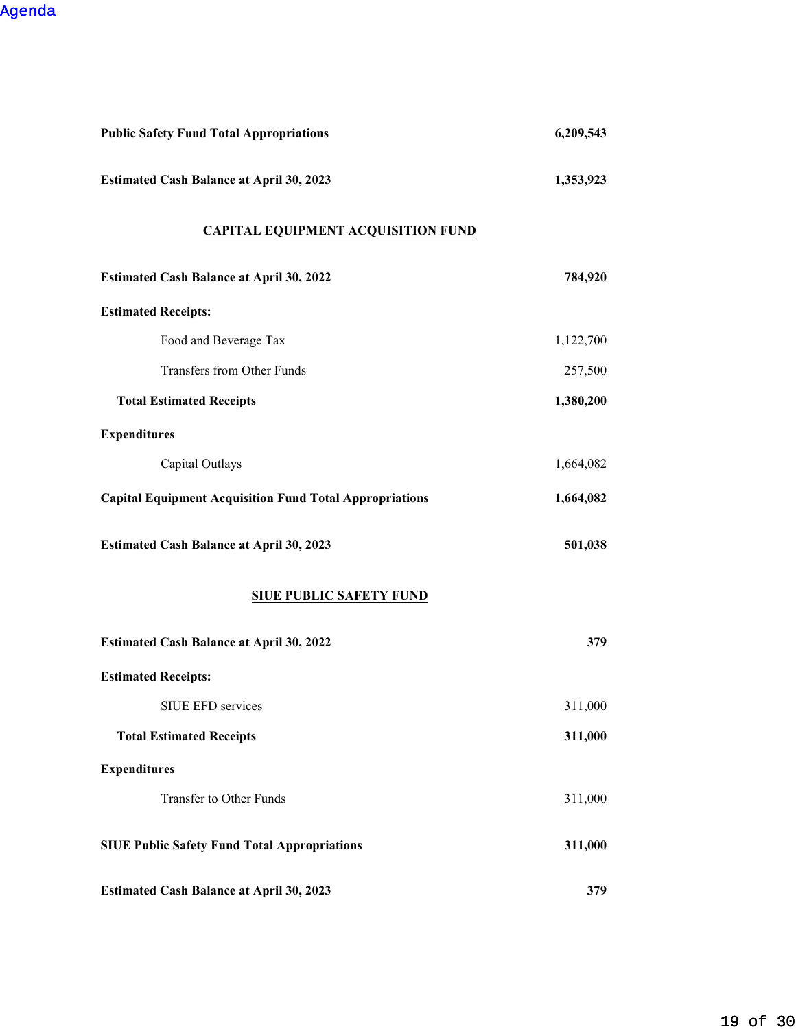| | |
|---|---|
| **Public Safety Fund Total Appropriations** | **6,209,543** |
| **Estimated Cash Balance at April 30, 2023** | **1,353,923** |

## CAPITAL EQUIPMENT ACQUISITION FUND

| | |
|---|---|
| **Estimated Cash Balance at April 30, 2022** | **784,920** |
| **Estimated Receipts:** | |
| Food and Beverage Tax | 1,122,700 |
| Transfers from Other Funds | 257,500 |
| **Total Estimated Receipts** | **1,380,200** |
| **Expenditures** | |
| Capital Outlays | 1,664,082 |
| **Capital Equipment Acquisition Fund Total Appropriations** | **1,664,082** |
| **Estimated Cash Balance at April 30, 2023** | **501,038** |

## SIUE PUBLIC SAFETY FUND

| | |
|---|---|
| **Estimated Cash Balance at April 30, 2022** | **379** |
| **Estimated Receipts:** | |
| SIUE EFD services | 311,000 |
| **Total Estimated Receipts** | **311,000** |
| **Expenditures** | |
| Transfer to Other Funds | 311,000 |
| **SIUE Public Safety Fund Total Appropriations** | **311,000** |
| **Estimated Cash Balance at April 30, 2023** | **379** |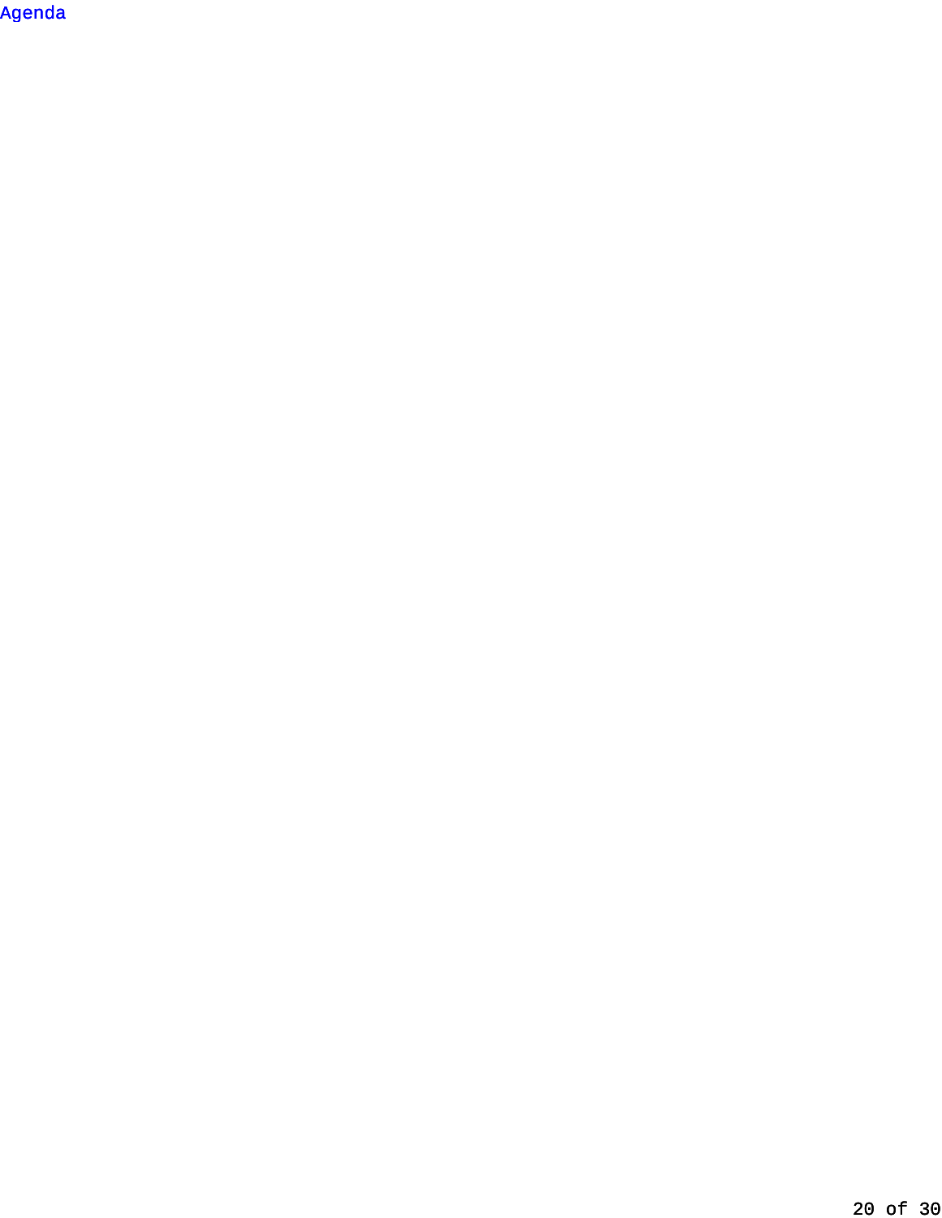Agenda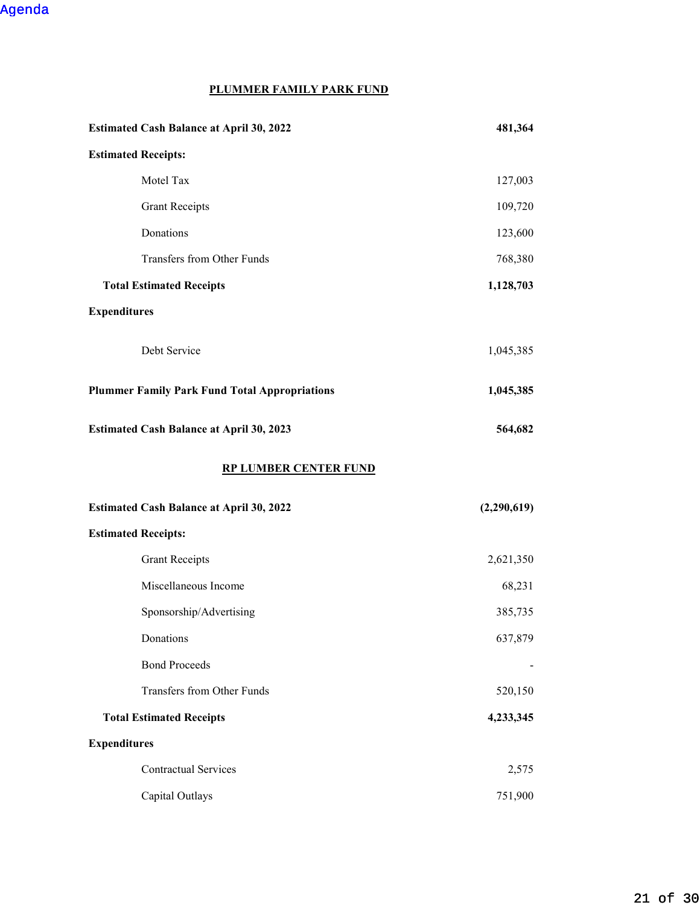## PLUMMER FAMILY PARK FUND

| | |
|---|---:|
| **Estimated Cash Balance at April 30, 2022** | **481,364** |
| **Estimated Receipts:** | |
| Motel Tax | 127,003 |
| Grant Receipts | 109,720 |
| Donations | 123,600 |
| Transfers from Other Funds | 768,380 |
| **Total Estimated Receipts** | **1,128,703** |
| **Expenditures** | |
| Debt Service | 1,045,385 |
| **Plummer Family Park Fund Total Appropriations** | **1,045,385** |
| **Estimated Cash Balance at April 30, 2023** | **564,682** |

## RP LUMBER CENTER FUND

| | |
|---|---:|
| **Estimated Cash Balance at April 30, 2022** | **(2,290,619)** |
| **Estimated Receipts:** | |
| Grant Receipts | 2,621,350 |
| Miscellaneous Income | 68,231 |
| Sponsorship/Advertising | 385,735 |
| Donations | 637,879 |
| Bond Proceeds | - |
| Transfers from Other Funds | 520,150 |
| **Total Estimated Receipts** | **4,233,345** |
| **Expenditures** | |
| Contractual Services | 2,575 |
| Capital Outlays | 751,900 |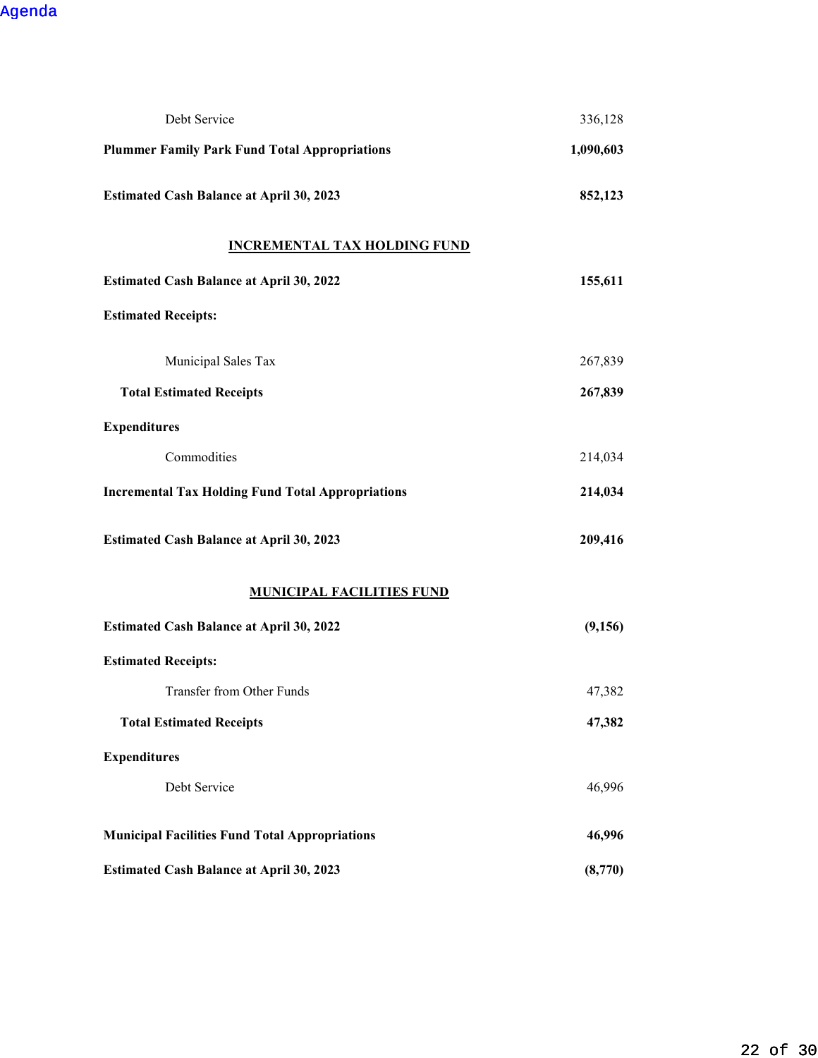| | |
|---|---|
| Debt Service | 336,128 |
| **Plummer Family Park Fund Total Appropriations** | **1,090,603** |
| **Estimated Cash Balance at April 30, 2023** | **852,123** |

## INCREMENTAL TAX HOLDING FUND

| | |
|---|---|
| **Estimated Cash Balance at April 30, 2022** | **155,611** |
| **Estimated Receipts:** | |
| Municipal Sales Tax | 267,839 |
| **Total Estimated Receipts** | **267,839** |
| **Expenditures** | |
| Commodities | 214,034 |
| **Incremental Tax Holding Fund Total Appropriations** | **214,034** |
| **Estimated Cash Balance at April 30, 2023** | **209,416** |

## MUNICIPAL FACILITIES FUND

| | |
|---|---|
| **Estimated Cash Balance at April 30, 2022** | **(9,156)** |
| **Estimated Receipts:** | |
| Transfer from Other Funds | 47,382 |
| **Total Estimated Receipts** | **47,382** |
| **Expenditures** | |
| Debt Service | 46,996 |
| **Municipal Facilities Fund Total Appropriations** | **46,996** |
| **Estimated Cash Balance at April 30, 2023** | **(8,770)** |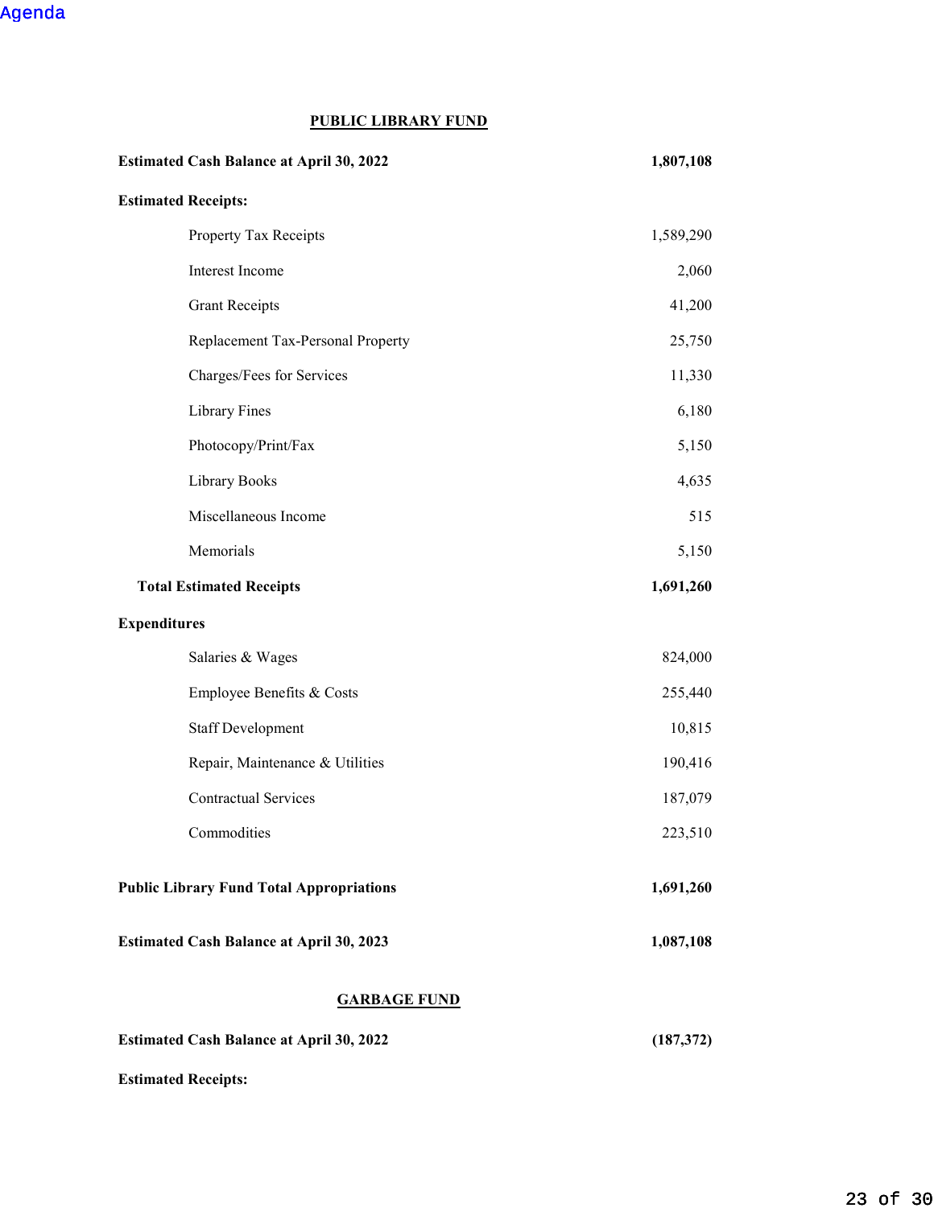## PUBLIC LIBRARY FUND

| | |
|---|---|
| **Estimated Cash Balance at April 30, 2022** | **1,807,108** |
| **Estimated Receipts:** | |
| Property Tax Receipts | 1,589,290 |
| Interest Income | 2,060 |
| Grant Receipts | 41,200 |
| Replacement Tax-Personal Property | 25,750 |
| Charges/Fees for Services | 11,330 |
| Library Fines | 6,180 |
| Photocopy/Print/Fax | 5,150 |
| Library Books | 4,635 |
| Miscellaneous Income | 515 |
| Memorials | 5,150 |
| **Total Estimated Receipts** | **1,691,260** |
| **Expenditures** | |
| Salaries & Wages | 824,000 |
| Employee Benefits & Costs | 255,440 |
| Staff Development | 10,815 |
| Repair, Maintenance & Utilities | 190,416 |
| Contractual Services | 187,079 |
| Commodities | 223,510 |
| **Public Library Fund Total Appropriations** | **1,691,260** |
| **Estimated Cash Balance at April 30, 2023** | **1,087,108** |

## GARBAGE FUND

| | |
|---|---|
| **Estimated Cash Balance at April 30, 2022** | **(187,372)** |
| **Estimated Receipts:** | |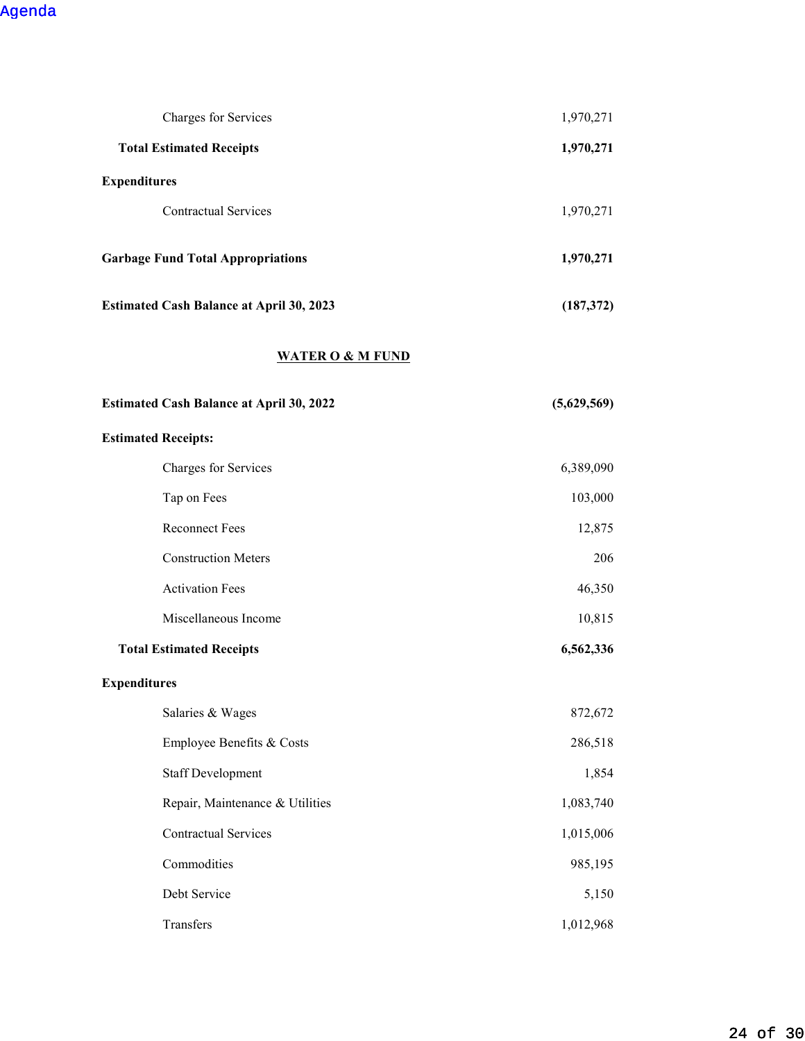| | |
|---|---|
| Charges for Services | 1,970,271 |
| **Total Estimated Receipts** | **1,970,271** |
| **Expenditures** | |
| Contractual Services | 1,970,271 |
| **Garbage Fund Total Appropriations** | **1,970,271** |
| **Estimated Cash Balance at April 30, 2023** | **(187,372)** |

## WATER O & M FUND

| | |
|---|---|
| **Estimated Cash Balance at April 30, 2022** | **(5,629,569)** |
| **Estimated Receipts:** | |
| Charges for Services | 6,389,090 |
| Tap on Fees | 103,000 |
| Reconnect Fees | 12,875 |
| Construction Meters | 206 |
| Activation Fees | 46,350 |
| Miscellaneous Income | 10,815 |
| **Total Estimated Receipts** | **6,562,336** |
| **Expenditures** | |
| Salaries & Wages | 872,672 |
| Employee Benefits & Costs | 286,518 |
| Staff Development | 1,854 |
| Repair, Maintenance & Utilities | 1,083,740 |
| Contractual Services | 1,015,006 |
| Commodities | 985,195 |
| Debt Service | 5,150 |
| Transfers | 1,012,968 |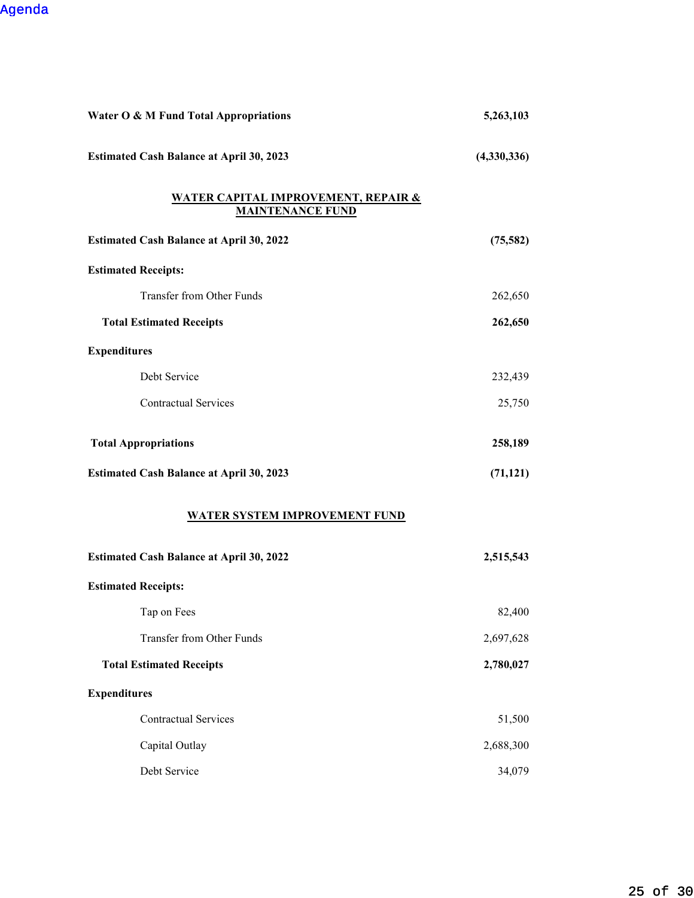| | |
|---|---|
| **Water O & M Fund Total Appropriations** | **5,263,103** |
| **Estimated Cash Balance at April 30, 2023** | **(4,330,336)** |

## WATER CAPITAL IMPROVEMENT, REPAIR & MAINTENANCE FUND

| | |
|---|---|
| **Estimated Cash Balance at April 30, 2022** | **(75,582)** |
| **Estimated Receipts:** | |
| Transfer from Other Funds | 262,650 |
| **Total Estimated Receipts** | **262,650** |
| **Expenditures** | |
| Debt Service | 232,439 |
| Contractual Services | 25,750 |
| **Total Appropriations** | **258,189** |
| **Estimated Cash Balance at April 30, 2023** | **(71,121)** |

## WATER SYSTEM IMPROVEMENT FUND

| | |
|---|---|
| **Estimated Cash Balance at April 30, 2022** | **2,515,543** |
| **Estimated Receipts:** | |
| Tap on Fees | 82,400 |
| Transfer from Other Funds | 2,697,628 |
| **Total Estimated Receipts** | **2,780,027** |
| **Expenditures** | |
| Contractual Services | 51,500 |
| Capital Outlay | 2,688,300 |
| Debt Service | 34,079 |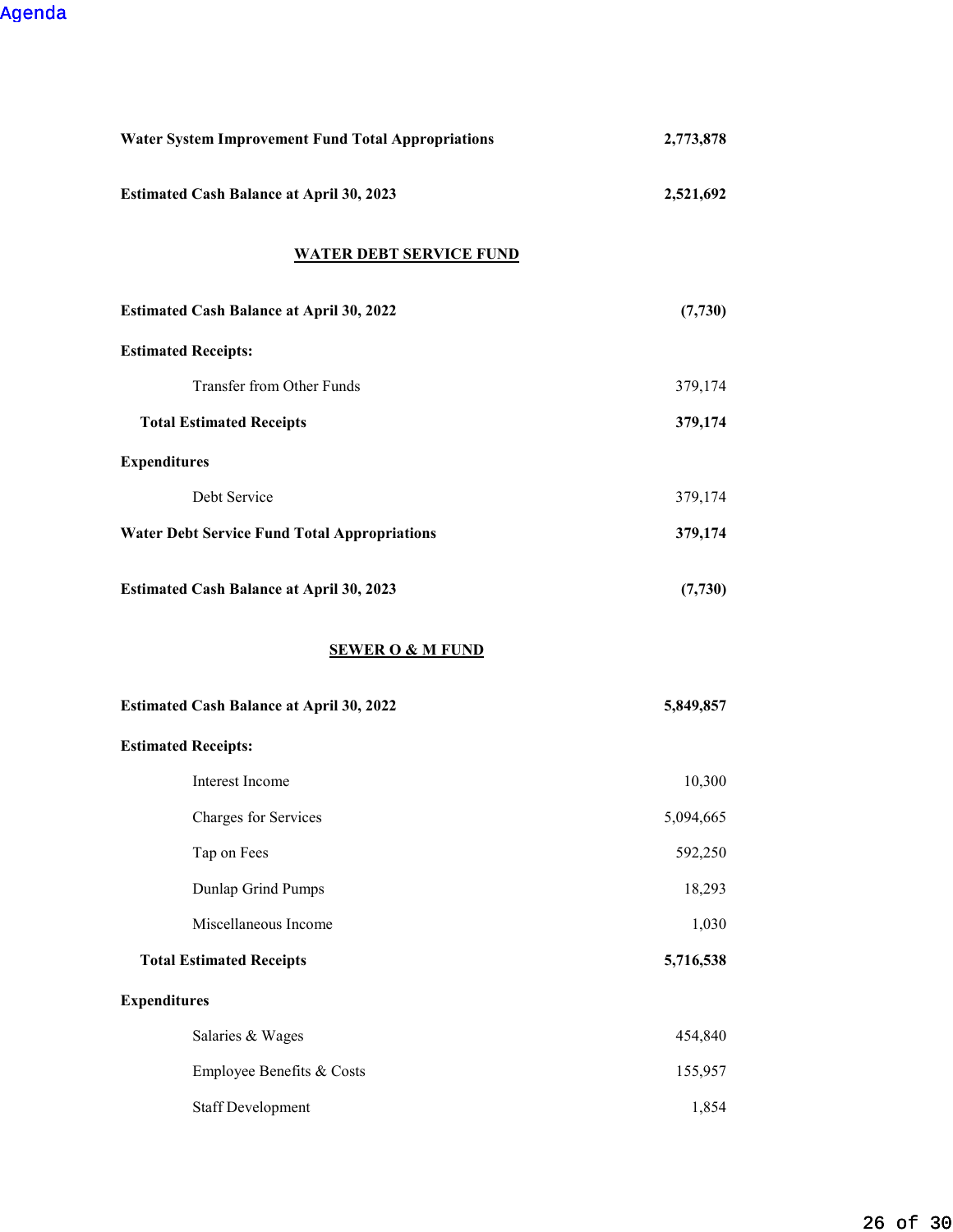Agenda

| | |
|---|---|
| **Water System Improvement Fund Total Appropriations** | **2,773,878** |
| **Estimated Cash Balance at April 30, 2023** | **2,521,692** |

## WATER DEBT SERVICE FUND

| | |
|---|---|
| **Estimated Cash Balance at April 30, 2022** | **(7,730)** |
| **Estimated Receipts:** | |
| Transfer from Other Funds | 379,174 |
| **Total Estimated Receipts** | **379,174** |
| **Expenditures** | |
| Debt Service | 379,174 |
| **Water Debt Service Fund Total Appropriations** | **379,174** |
| **Estimated Cash Balance at April 30, 2023** | **(7,730)** |

## SEWER O & M FUND

| | |
|---|---|
| **Estimated Cash Balance at April 30, 2022** | **5,849,857** |
| **Estimated Receipts:** | |
| Interest Income | 10,300 |
| Charges for Services | 5,094,665 |
| Tap on Fees | 592,250 |
| Dunlap Grind Pumps | 18,293 |
| Miscellaneous Income | 1,030 |
| **Total Estimated Receipts** | **5,716,538** |
| **Expenditures** | |
| Salaries & Wages | 454,840 |
| Employee Benefits & Costs | 155,957 |
| Staff Development | 1,854 |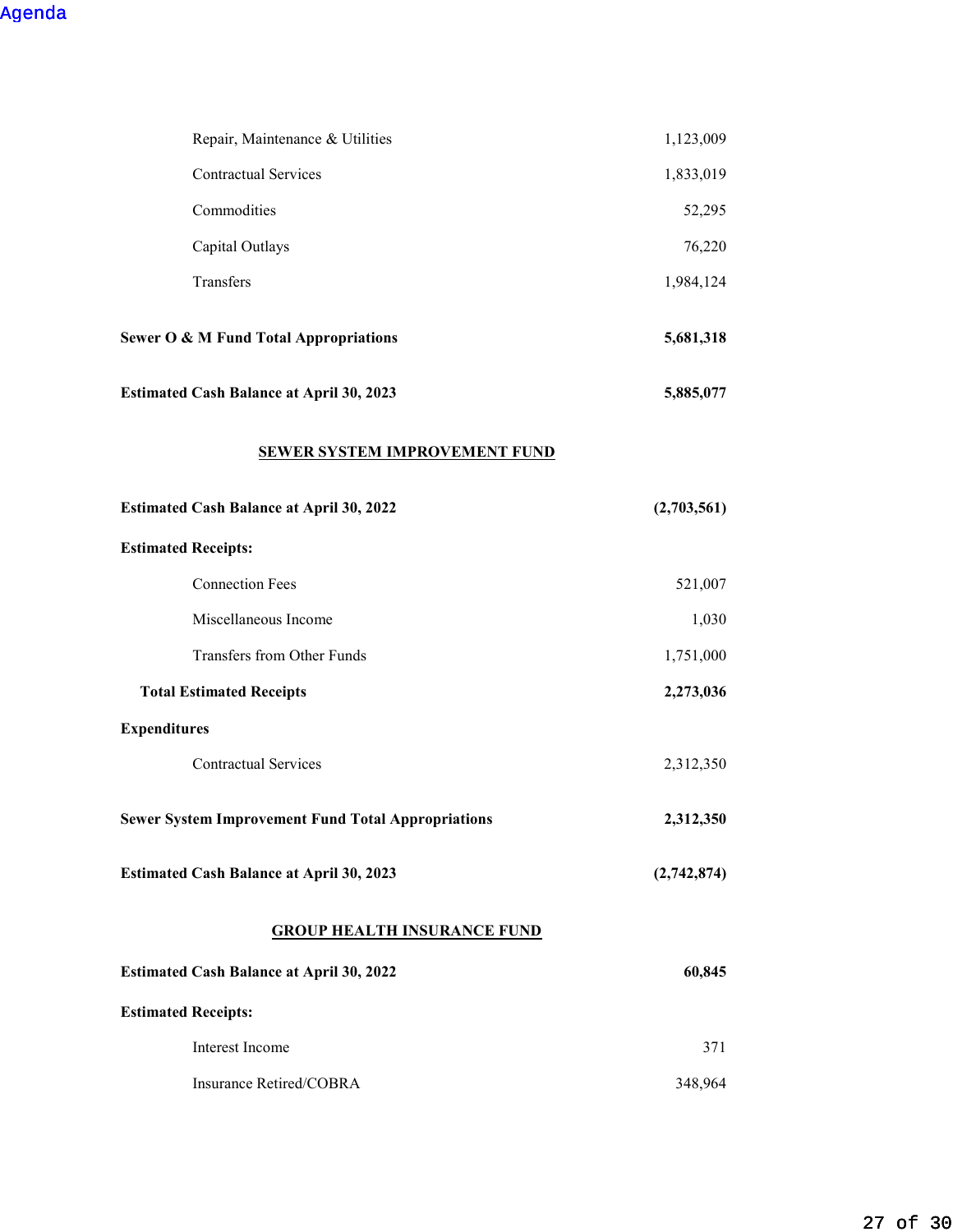| | |
|---|---:|
| Repair, Maintenance & Utilities | 1,123,009 |
| Contractual Services | 1,833,019 |
| Commodities | 52,295 |
| Capital Outlays | 76,220 |
| Transfers | 1,984,124 |
| **Sewer O & M Fund Total Appropriations** | **5,681,318** |
| **Estimated Cash Balance at April 30, 2023** | **5,885,077** |

## SEWER SYSTEM IMPROVEMENT FUND

| | |
|---|---:|
| **Estimated Cash Balance at April 30, 2022** | **(2,703,561)** |
| **Estimated Receipts:** | |
| Connection Fees | 521,007 |
| Miscellaneous Income | 1,030 |
| Transfers from Other Funds | 1,751,000 |
| **Total Estimated Receipts** | **2,273,036** |
| **Expenditures** | |
| Contractual Services | 2,312,350 |
| **Sewer System Improvement Fund Total Appropriations** | **2,312,350** |
| **Estimated Cash Balance at April 30, 2023** | **(2,742,874)** |

## GROUP HEALTH INSURANCE FUND

| | |
|---|---:|
| **Estimated Cash Balance at April 30, 2022** | **60,845** |
| **Estimated Receipts:** | |
| Interest Income | 371 |
| Insurance Retired/COBRA | 348,964 |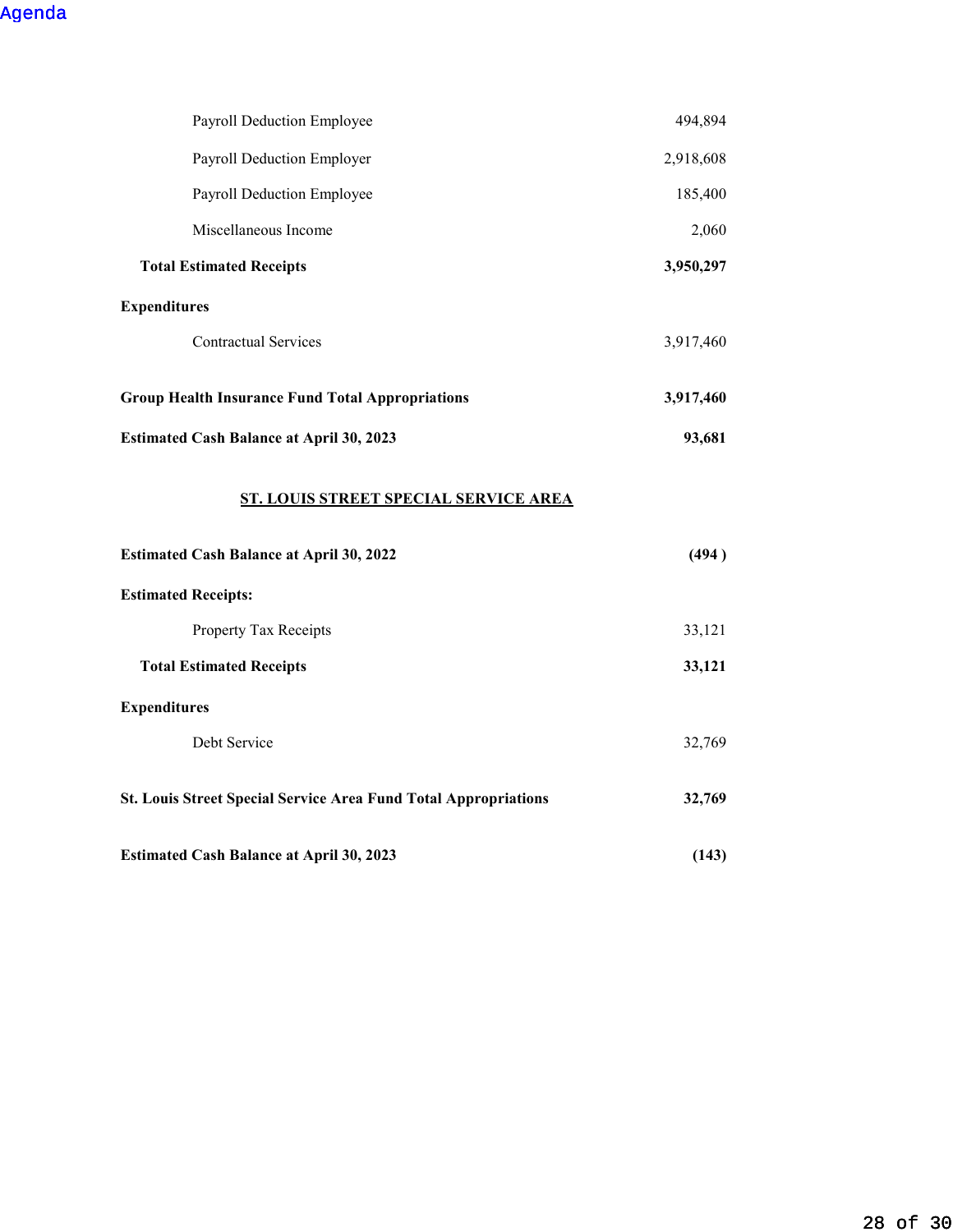| | |
|---|---:|
| Payroll Deduction Employee | 494,894 |
| Payroll Deduction Employer | 2,918,608 |
| Payroll Deduction Employee | 185,400 |
| Miscellaneous Income | 2,060 |
| **Total Estimated Receipts** | **3,950,297** |
| **Expenditures** | |
| Contractual Services | 3,917,460 |
| **Group Health Insurance Fund Total Appropriations** | **3,917,460** |
| **Estimated Cash Balance at April 30, 2023** | **93,681** |

## ST. LOUIS STREET SPECIAL SERVICE AREA

| | |
|---|---:|
| **Estimated Cash Balance at April 30, 2022** | **(494 )** |
| **Estimated Receipts:** | |
| Property Tax Receipts | 33,121 |
| **Total Estimated Receipts** | **33,121** |
| **Expenditures** | |
| Debt Service | 32,769 |
| **St. Louis Street Special Service Area Fund Total Appropriations** | **32,769** |
| **Estimated Cash Balance at April 30, 2023** | **(143)** |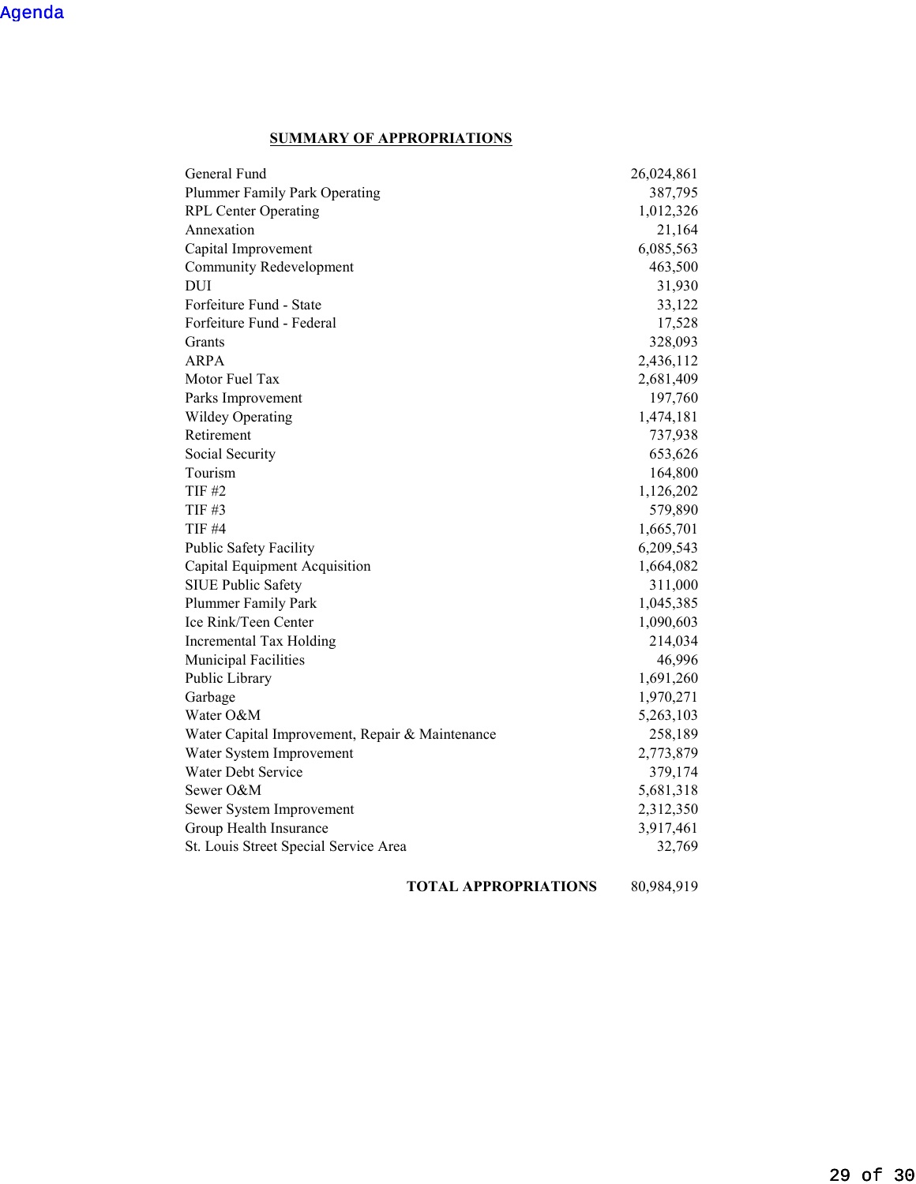## SUMMARY OF APPROPRIATIONS

| Fund | Amount |
|---|---|
| General Fund | 26,024,861 |
| Plummer Family Park Operating | 387,795 |
| RPL Center Operating | 1,012,326 |
| Annexation | 21,164 |
| Capital Improvement | 6,085,563 |
| Community Redevelopment | 463,500 |
| DUI | 31,930 |
| Forfeiture Fund - State | 33,122 |
| Forfeiture Fund - Federal | 17,528 |
| Grants | 328,093 |
| ARPA | 2,436,112 |
| Motor Fuel Tax | 2,681,409 |
| Parks Improvement | 197,760 |
| Wildey Operating | 1,474,181 |
| Retirement | 737,938 |
| Social Security | 653,626 |
| Tourism | 164,800 |
| TIF #2 | 1,126,202 |
| TIF #3 | 579,890 |
| TIF #4 | 1,665,701 |
| Public Safety Facility | 6,209,543 |
| Capital Equipment Acquisition | 1,664,082 |
| SIUE Public Safety | 311,000 |
| Plummer Family Park | 1,045,385 |
| Ice Rink/Teen Center | 1,090,603 |
| Incremental Tax Holding | 214,034 |
| Municipal Facilities | 46,996 |
| Public Library | 1,691,260 |
| Garbage | 1,970,271 |
| Water O&M | 5,263,103 |
| Water Capital Improvement, Repair & Maintenance | 258,189 |
| Water System Improvement | 2,773,879 |
| Water Debt Service | 379,174 |
| Sewer O&M | 5,681,318 |
| Sewer System Improvement | 2,312,350 |
| Group Health Insurance | 3,917,461 |
| St. Louis Street Special Service Area | 32,769 |
| **TOTAL APPROPRIATIONS** | 80,984,919 |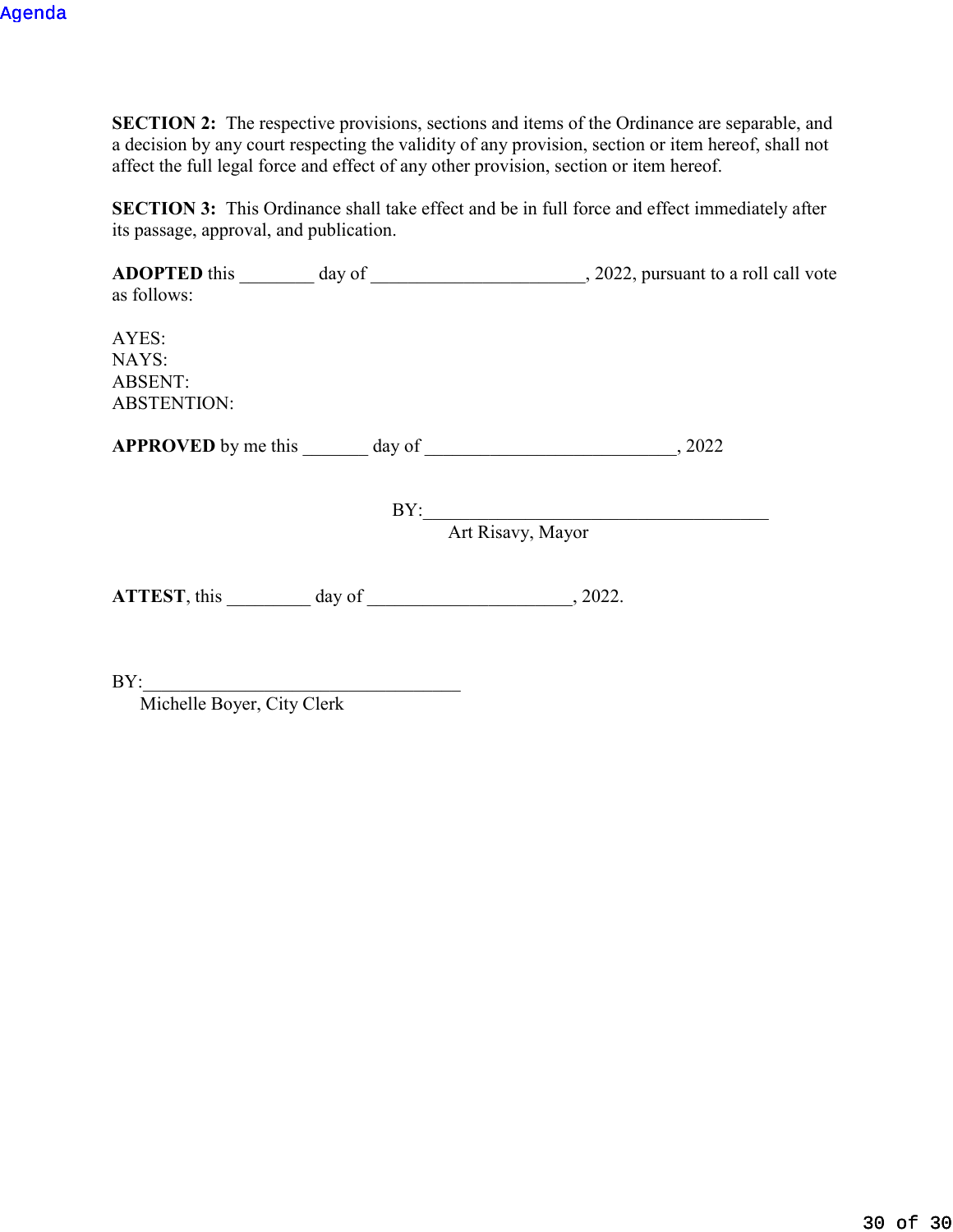**SECTION 2:** The respective provisions, sections and items of the Ordinance are separable, and a decision by any court respecting the validity of any provision, section or item hereof, shall not affect the full legal force and effect of any other provision, section or item hereof.

**SECTION 3:** This Ordinance shall take effect and be in full force and effect immediately after its passage, approval, and publication.

**ADOPTED** this ________ day of _______________________, 2022, pursuant to a roll call vote as follows:

AYES:
NAYS:
ABSENT:
ABSTENTION:

**APPROVED** by me this _______ day of ___________________________, 2022

BY:_____________________________________
Art Risavy, Mayor

**ATTEST**, this _________ day of ______________________, 2022.

BY:___________________________________
Michelle Boyer, City Clerk